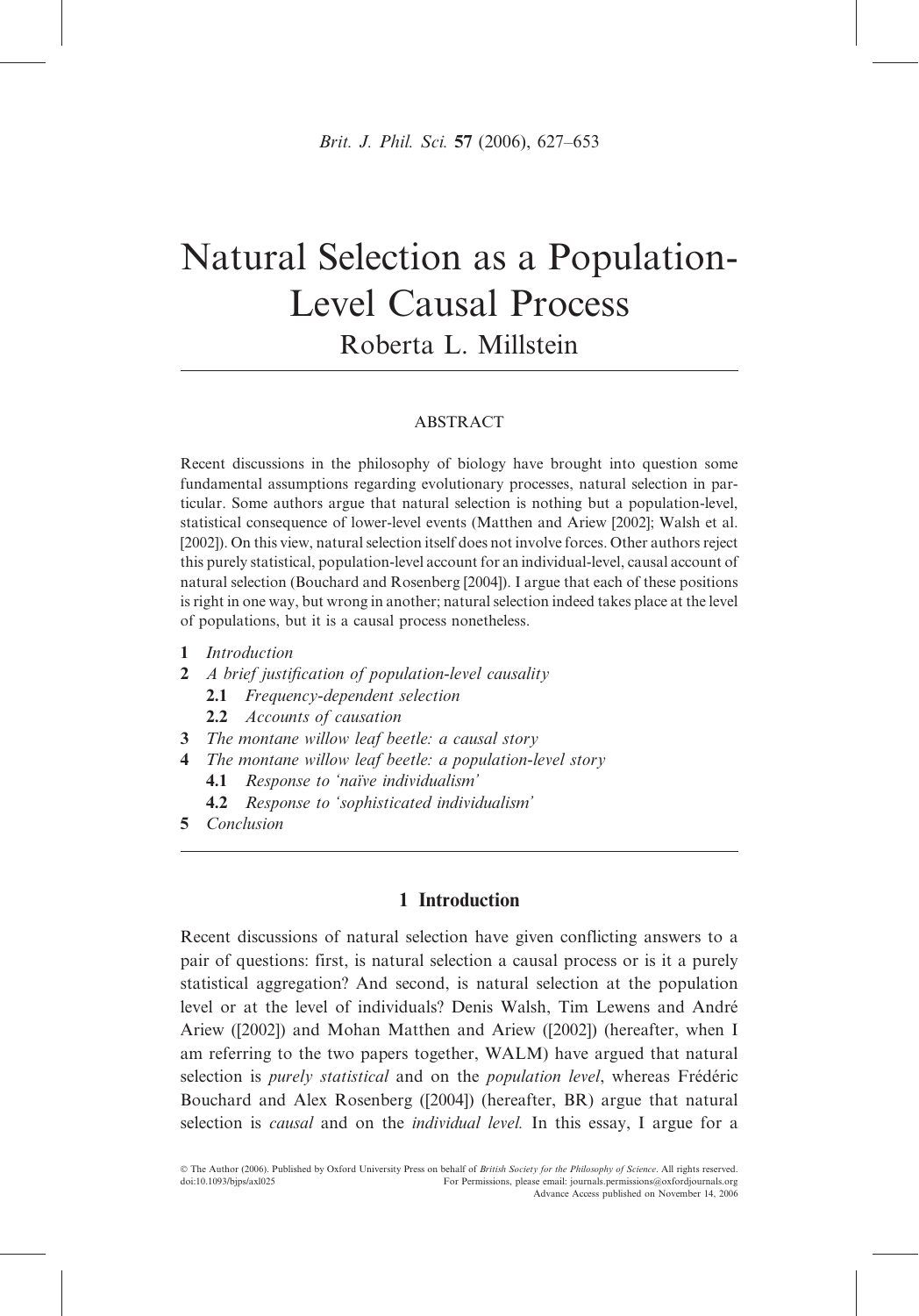# Natural Selection as a Population-Level Causal Process

Roberta L. Millstein

## ABSTRACT

Recent discussions in the philosophy of biology have brought into question some fundamental assumptions regarding evolutionary processes, natural selection in particular. Some authors argue that natural selection is nothing but a population-level, statistical consequence of lower-level events (Matthen and Ariew [2002]; Walsh et al. [2002]). On this view, natural selection itself does not involve forces. Other authors reject this purely statistical, population-level account for an individual-level, causal account of natural selection (Bouchard and Rosenberg [2004]). I argue that each of these positions is right in one way, but wrong in another; natural selection indeed takes place at the level of populations, but it is a causal process nonetheless.

- **1** *Introduction*
- **2** *A brief justification of population-level causality*
  - **2.1** *Frequency-dependent selection*
  - **2.2** *Accounts of causation*
- **3** *The montane willow leaf beetle: a causal story*
- **4** *The montane willow leaf beetle: a population-level story*
  - **4.1** *Response to 'naïve individualism'*
  - **4.2** *Response to 'sophisticated individualism'*
- **5** *Conclusion*

## 1 Introduction

Recent discussions of natural selection have given conflicting answers to a pair of questions: first, is natural selection a causal process or is it a purely statistical aggregation? And second, is natural selection at the population level or at the level of individuals? Denis Walsh, Tim Lewens and André Ariew ([2002]) and Mohan Matthen and Ariew ([2002]) (hereafter, when I am referring to the two papers together, WALM) have argued that natural selection is *purely statistical* and on the *population level*, whereas Frédéric Bouchard and Alex Rosenberg ([2004]) (hereafter, BR) argue that natural selection is *causal* and on the *individual level.* In this essay, I argue for a

© The Author (2006). Published by Oxford University Press on behalf of *British Society for the Philosophy of Science*. All rights reserved.
doi:10.1093/bjps/axl025 For Permissions, please email: journals.permissions@oxfordjournals.org
Advance Access published on November 14, 2006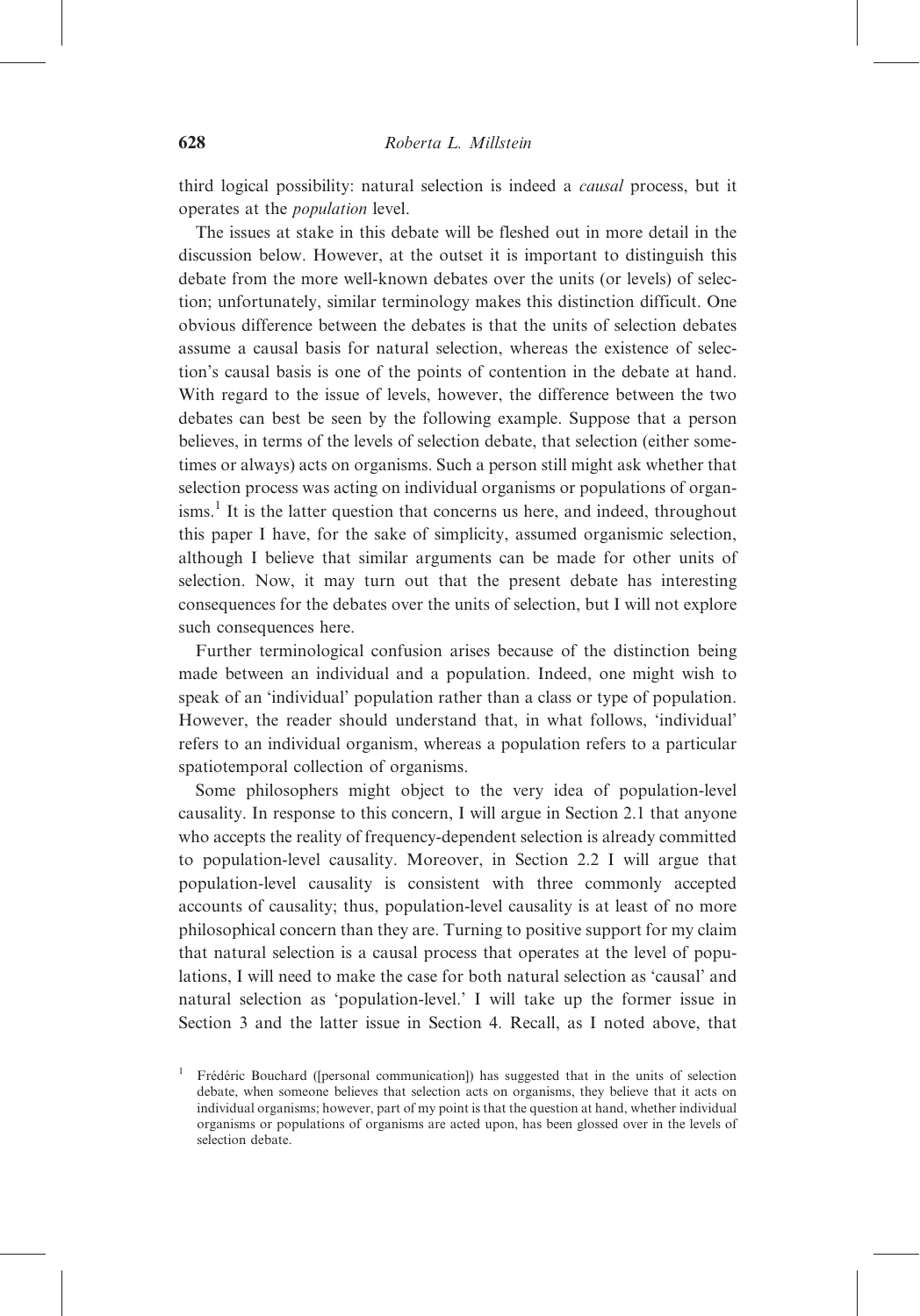third logical possibility: natural selection is indeed a *causal* process, but it operates at the *population* level.

The issues at stake in this debate will be fleshed out in more detail in the discussion below. However, at the outset it is important to distinguish this debate from the more well-known debates over the units (or levels) of selection; unfortunately, similar terminology makes this distinction difficult. One obvious difference between the debates is that the units of selection debates assume a causal basis for natural selection, whereas the existence of selection's causal basis is one of the points of contention in the debate at hand. With regard to the issue of levels, however, the difference between the two debates can best be seen by the following example. Suppose that a person believes, in terms of the levels of selection debate, that selection (either sometimes or always) acts on organisms. Such a person still might ask whether that selection process was acting on individual organisms or populations of organisms.[1] It is the latter question that concerns us here, and indeed, throughout this paper I have, for the sake of simplicity, assumed organismic selection, although I believe that similar arguments can be made for other units of selection. Now, it may turn out that the present debate has interesting consequences for the debates over the units of selection, but I will not explore such consequences here.

Further terminological confusion arises because of the distinction being made between an individual and a population. Indeed, one might wish to speak of an 'individual' population rather than a class or type of population. However, the reader should understand that, in what follows, 'individual' refers to an individual organism, whereas a population refers to a particular spatiotemporal collection of organisms.

Some philosophers might object to the very idea of population-level causality. In response to this concern, I will argue in Section 2.1 that anyone who accepts the reality of frequency-dependent selection is already committed to population-level causality. Moreover, in Section 2.2 I will argue that population-level causality is consistent with three commonly accepted accounts of causality; thus, population-level causality is at least of no more philosophical concern than they are. Turning to positive support for my claim that natural selection is a causal process that operates at the level of populations, I will need to make the case for both natural selection as 'causal' and natural selection as 'population-level.' I will take up the former issue in Section 3 and the latter issue in Section 4. Recall, as I noted above, that

[1] Frédéric Bouchard ([personal communication]) has suggested that in the units of selection debate, when someone believes that selection acts on organisms, they believe that it acts on individual organisms; however, part of my point is that the question at hand, whether individual organisms or populations of organisms are acted upon, has been glossed over in the levels of selection debate.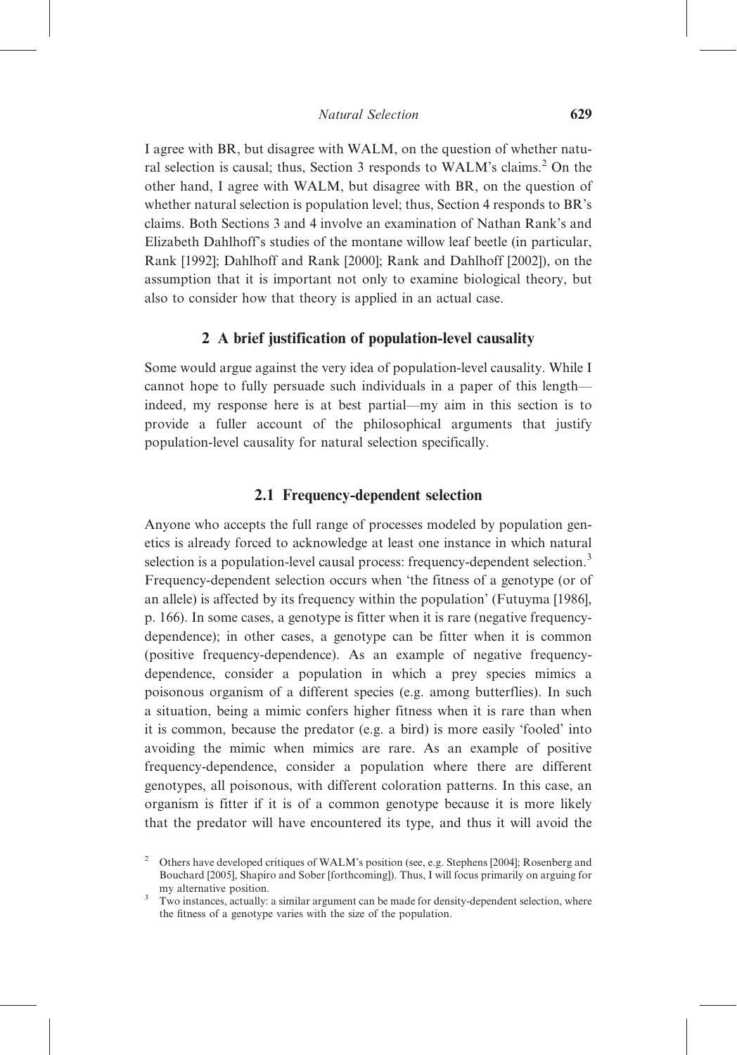I agree with BR, but disagree with WALM, on the question of whether natural selection is causal; thus, Section 3 responds to WALM's claims.[2] On the other hand, I agree with WALM, but disagree with BR, on the question of whether natural selection is population level; thus, Section 4 responds to BR's claims. Both Sections 3 and 4 involve an examination of Nathan Rank's and Elizabeth Dahlhoff's studies of the montane willow leaf beetle (in particular, Rank [1992]; Dahlhoff and Rank [2000]; Rank and Dahlhoff [2002]), on the assumption that it is important not only to examine biological theory, but also to consider how that theory is applied in an actual case.

## 2 A brief justification of population-level causality

Some would argue against the very idea of population-level causality. While I cannot hope to fully persuade such individuals in a paper of this length—indeed, my response here is at best partial—my aim in this section is to provide a fuller account of the philosophical arguments that justify population-level causality for natural selection specifically.

### 2.1 Frequency-dependent selection

Anyone who accepts the full range of processes modeled by population genetics is already forced to acknowledge at least one instance in which natural selection is a population-level causal process: frequency-dependent selection.[3] Frequency-dependent selection occurs when 'the fitness of a genotype (or of an allele) is affected by its frequency within the population' (Futuyma [1986], p. 166). In some cases, a genotype is fitter when it is rare (negative frequency-dependence); in other cases, a genotype can be fitter when it is common (positive frequency-dependence). As an example of negative frequency-dependence, consider a population in which a prey species mimics a poisonous organism of a different species (e.g. among butterflies). In such a situation, being a mimic confers higher fitness when it is rare than when it is common, because the predator (e.g. a bird) is more easily 'fooled' into avoiding the mimic when mimics are rare. As an example of positive frequency-dependence, consider a population where there are different genotypes, all poisonous, with different coloration patterns. In this case, an organism is fitter if it is of a common genotype because it is more likely that the predator will have encountered its type, and thus it will avoid the

---

[2] Others have developed critiques of WALM's position (see, e.g. Stephens [2004]; Rosenberg and Bouchard [2005], Shapiro and Sober [forthcoming]). Thus, I will focus primarily on arguing for my alternative position.

[3] Two instances, actually: a similar argument can be made for density-dependent selection, where the fitness of a genotype varies with the size of the population.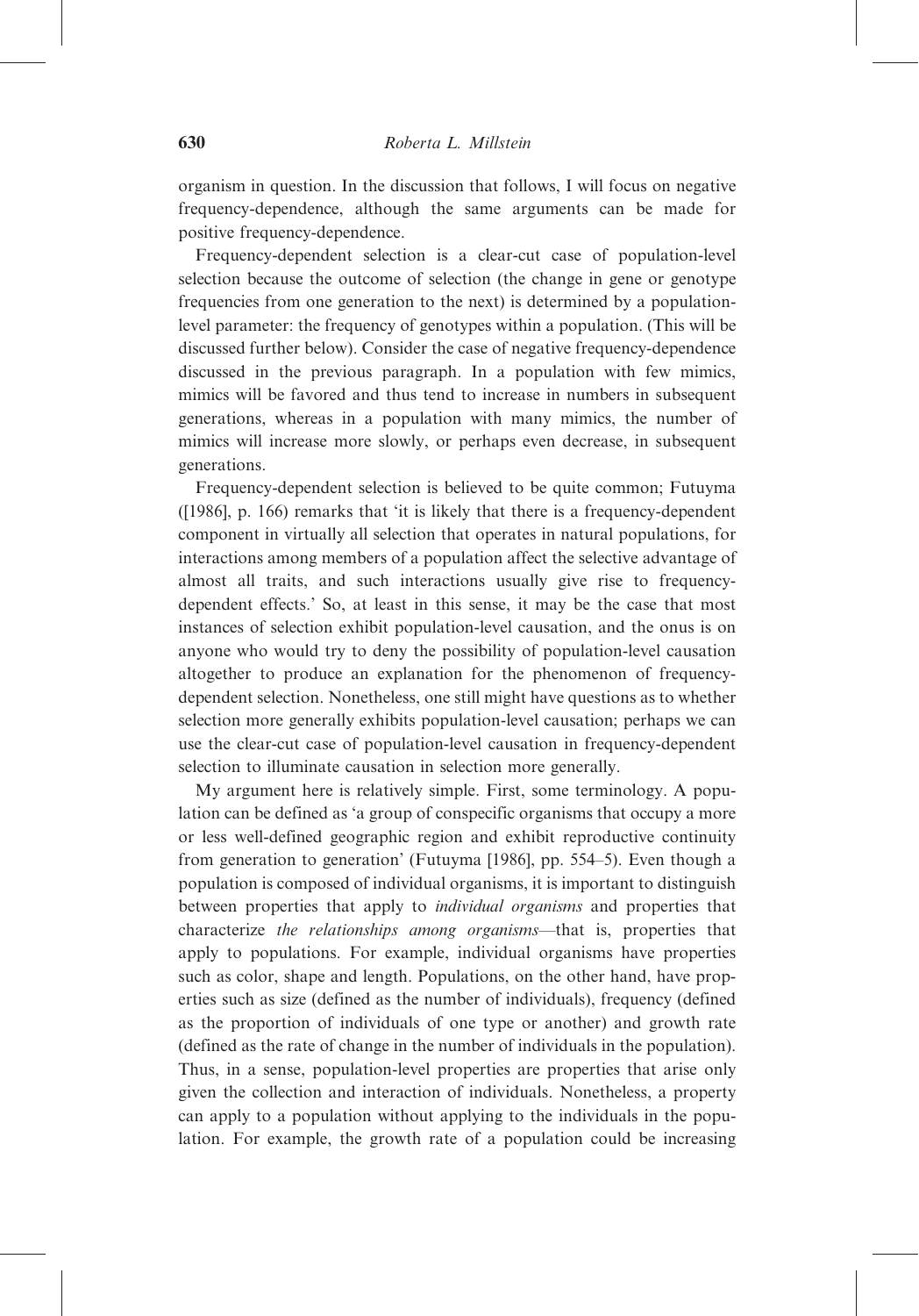organism in question. In the discussion that follows, I will focus on negative frequency-dependence, although the same arguments can be made for positive frequency-dependence.

Frequency-dependent selection is a clear-cut case of population-level selection because the outcome of selection (the change in gene or genotype frequencies from one generation to the next) is determined by a population-level parameter: the frequency of genotypes within a population. (This will be discussed further below). Consider the case of negative frequency-dependence discussed in the previous paragraph. In a population with few mimics, mimics will be favored and thus tend to increase in numbers in subsequent generations, whereas in a population with many mimics, the number of mimics will increase more slowly, or perhaps even decrease, in subsequent generations.

Frequency-dependent selection is believed to be quite common; Futuyma ([1986], p. 166) remarks that 'it is likely that there is a frequency-dependent component in virtually all selection that operates in natural populations, for interactions among members of a population affect the selective advantage of almost all traits, and such interactions usually give rise to frequency-dependent effects.' So, at least in this sense, it may be the case that most instances of selection exhibit population-level causation, and the onus is on anyone who would try to deny the possibility of population-level causation altogether to produce an explanation for the phenomenon of frequency-dependent selection. Nonetheless, one still might have questions as to whether selection more generally exhibits population-level causation; perhaps we can use the clear-cut case of population-level causation in frequency-dependent selection to illuminate causation in selection more generally.

My argument here is relatively simple. First, some terminology. A population can be defined as 'a group of conspecific organisms that occupy a more or less well-defined geographic region and exhibit reproductive continuity from generation to generation' (Futuyma [1986], pp. 554–5). Even though a population is composed of individual organisms, it is important to distinguish between properties that apply to *individual organisms* and properties that characterize *the relationships among organisms*—that is, properties that apply to populations. For example, individual organisms have properties such as color, shape and length. Populations, on the other hand, have properties such as size (defined as the number of individuals), frequency (defined as the proportion of individuals of one type or another) and growth rate (defined as the rate of change in the number of individuals in the population). Thus, in a sense, population-level properties are properties that arise only given the collection and interaction of individuals. Nonetheless, a property can apply to a population without applying to the individuals in the population. For example, the growth rate of a population could be increasing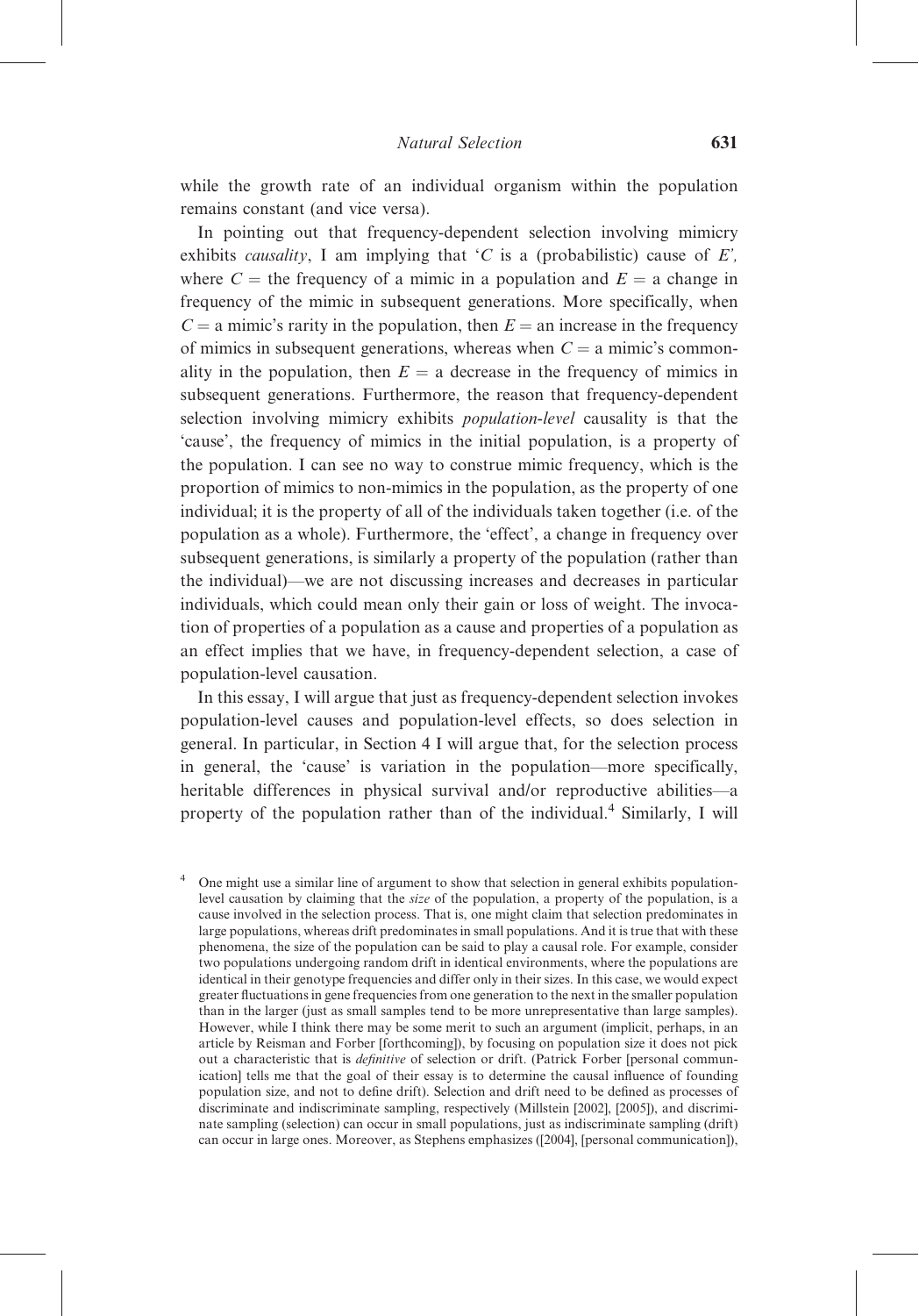while the growth rate of an individual organism within the population remains constant (and vice versa).

In pointing out that frequency-dependent selection involving mimicry exhibits *causality*, I am implying that '$C$ is a (probabilistic) cause of $E$', where $C =$ the frequency of a mimic in a population and $E =$ a change in frequency of the mimic in subsequent generations. More specifically, when $C =$ a mimic's rarity in the population, then $E =$ an increase in the frequency of mimics in subsequent generations, whereas when $C =$ a mimic's commonality in the population, then $E =$ a decrease in the frequency of mimics in subsequent generations. Furthermore, the reason that frequency-dependent selection involving mimicry exhibits *population-level* causality is that the 'cause', the frequency of mimics in the initial population, is a property of the population. I can see no way to construe mimic frequency, which is the proportion of mimics to non-mimics in the population, as the property of one individual; it is the property of all of the individuals taken together (i.e. of the population as a whole). Furthermore, the 'effect', a change in frequency over subsequent generations, is similarly a property of the population (rather than the individual)—we are not discussing increases and decreases in particular individuals, which could mean only their gain or loss of weight. The invocation of properties of a population as a cause and properties of a population as an effect implies that we have, in frequency-dependent selection, a case of population-level causation.

In this essay, I will argue that just as frequency-dependent selection invokes population-level causes and population-level effects, so does selection in general. In particular, in Section 4 I will argue that, for the selection process in general, the 'cause' is variation in the population—more specifically, heritable differences in physical survival and/or reproductive abilities—a property of the population rather than of the individual.[4] Similarly, I will

[4] One might use a similar line of argument to show that selection in general exhibits population-level causation by claiming that the *size* of the population, a property of the population, is a cause involved in the selection process. That is, one might claim that selection predominates in large populations, whereas drift predominates in small populations. And it is true that with these phenomena, the size of the population can be said to play a causal role. For example, consider two populations undergoing random drift in identical environments, where the populations are identical in their genotype frequencies and differ only in their sizes. In this case, we would expect greater fluctuations in gene frequencies from one generation to the next in the smaller population than in the larger (just as small samples tend to be more unrepresentative than large samples). However, while I think there may be some merit to such an argument (implicit, perhaps, in an article by Reisman and Forber [forthcoming]), by focusing on population size it does not pick out a characteristic that is *definitive* of selection or drift. (Patrick Forber [personal communication] tells me that the goal of their essay is to determine the causal influence of founding population size, and not to define drift). Selection and drift need to be defined as processes of discriminate and indiscriminate sampling, respectively (Millstein [2002], [2005]), and discriminate sampling (selection) can occur in small populations, just as indiscriminate sampling (drift) can occur in large ones. Moreover, as Stephens emphasizes ([2004], [personal communication]),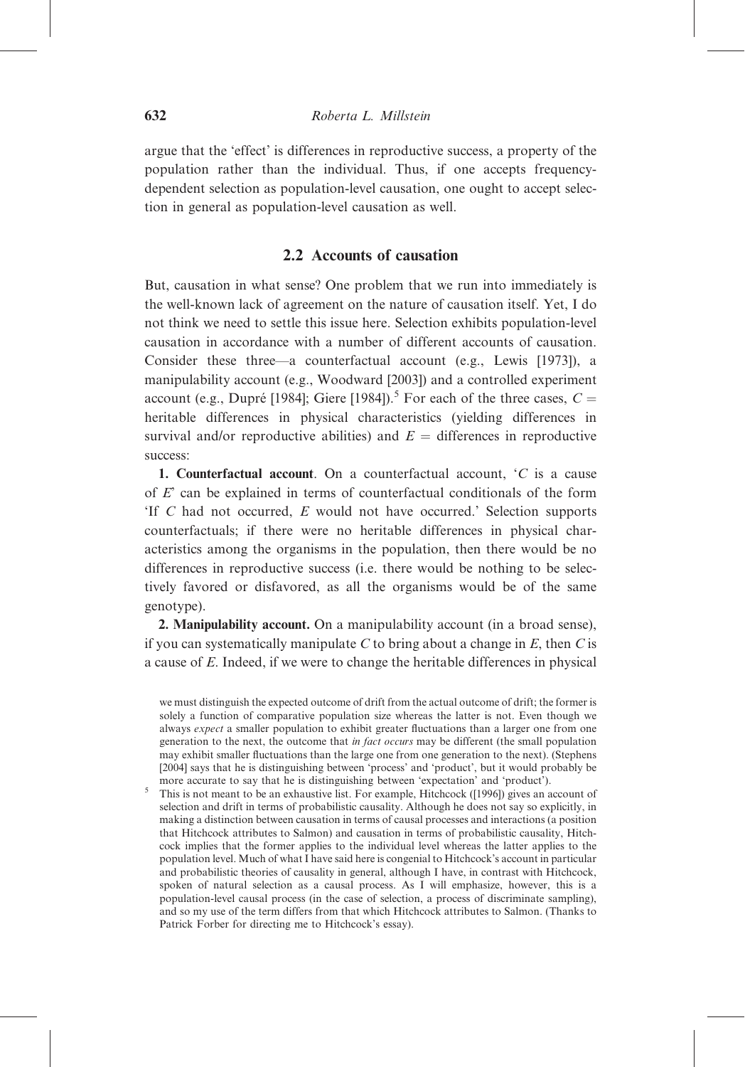argue that the 'effect' is differences in reproductive success, a property of the population rather than the individual. Thus, if one accepts frequency-dependent selection as population-level causation, one ought to accept selection in general as population-level causation as well.

## 2.2 Accounts of causation

But, causation in what sense? One problem that we run into immediately is the well-known lack of agreement on the nature of causation itself. Yet, I do not think we need to settle this issue here. Selection exhibits population-level causation in accordance with a number of different accounts of causation. Consider these three—a counterfactual account (e.g., Lewis [1973]), a manipulability account (e.g., Woodward [2003]) and a controlled experiment account (e.g., Dupré [1984]; Giere [1984]).[5] For each of the three cases, $C$ = heritable differences in physical characteristics (yielding differences in survival and/or reproductive abilities) and $E$ = differences in reproductive success:

**1. Counterfactual account**. On a counterfactual account, '$C$ is a cause of $E$' can be explained in terms of counterfactual conditionals of the form 'If $C$ had not occurred, $E$ would not have occurred.' Selection supports counterfactuals; if there were no heritable differences in physical characteristics among the organisms in the population, then there would be no differences in reproductive success (i.e. there would be nothing to be selectively favored or disfavored, as all the organisms would be of the same genotype).

**2. Manipulability account.** On a manipulability account (in a broad sense), if you can systematically manipulate $C$ to bring about a change in $E$, then $C$ is a cause of $E$. Indeed, if we were to change the heritable differences in physical

we must distinguish the expected outcome of drift from the actual outcome of drift; the former is solely a function of comparative population size whereas the latter is not. Even though we always *expect* a smaller population to exhibit greater fluctuations than a larger one from one generation to the next, the outcome that *in fact occurs* may be different (the small population may exhibit smaller fluctuations than the large one from one generation to the next). (Stephens [2004] says that he is distinguishing between 'process' and 'product', but it would probably be more accurate to say that he is distinguishing between 'expectation' and 'product').

[5] This is not meant to be an exhaustive list. For example, Hitchcock ([1996]) gives an account of selection and drift in terms of probabilistic causality. Although he does not say so explicitly, in making a distinction between causation in terms of causal processes and interactions (a position that Hitchcock attributes to Salmon) and causation in terms of probabilistic causality, Hitchcock implies that the former applies to the individual level whereas the latter applies to the population level. Much of what I have said here is congenial to Hitchcock's account in particular and probabilistic theories of causality in general, although I have, in contrast with Hitchcock, spoken of natural selection as a causal process. As I will emphasize, however, this is a population-level causal process (in the case of selection, a process of discriminate sampling), and so my use of the term differs from that which Hitchcock attributes to Salmon. (Thanks to Patrick Forber for directing me to Hitchcock's essay).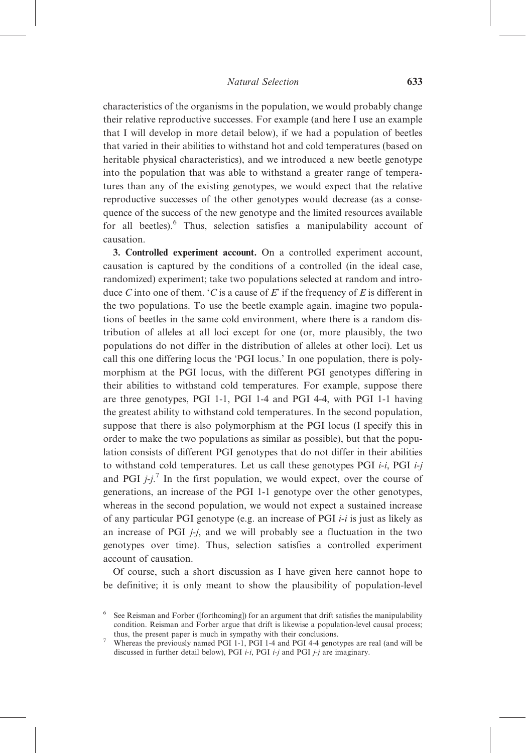characteristics of the organisms in the population, we would probably change their relative reproductive successes. For example (and here I use an example that I will develop in more detail below), if we had a population of beetles that varied in their abilities to withstand hot and cold temperatures (based on heritable physical characteristics), and we introduced a new beetle genotype into the population that was able to withstand a greater range of temperatures than any of the existing genotypes, we would expect that the relative reproductive successes of the other genotypes would decrease (as a consequence of the success of the new genotype and the limited resources available for all beetles).[6] Thus, selection satisfies a manipulability account of causation.

**3. Controlled experiment account.** On a controlled experiment account, causation is captured by the conditions of a controlled (in the ideal case, randomized) experiment; take two populations selected at random and introduce *C* into one of them. '*C* is a cause of *E*' if the frequency of *E* is different in the two populations. To use the beetle example again, imagine two populations of beetles in the same cold environment, where there is a random distribution of alleles at all loci except for one (or, more plausibly, the two populations do not differ in the distribution of alleles at other loci). Let us call this one differing locus the 'PGI locus.' In one population, there is polymorphism at the PGI locus, with the different PGI genotypes differing in their abilities to withstand cold temperatures. For example, suppose there are three genotypes, PGI 1-1, PGI 1-4 and PGI 4-4, with PGI 1-1 having the greatest ability to withstand cold temperatures. In the second population, suppose that there is also polymorphism at the PGI locus (I specify this in order to make the two populations as similar as possible), but that the population consists of different PGI genotypes that do not differ in their abilities to withstand cold temperatures. Let us call these genotypes PGI *i-i*, PGI *i-j* and PGI *j-j*.[7] In the first population, we would expect, over the course of generations, an increase of the PGI 1-1 genotype over the other genotypes, whereas in the second population, we would not expect a sustained increase of any particular PGI genotype (e.g. an increase of PGI *i-i* is just as likely as an increase of PGI *j-j*, and we will probably see a fluctuation in the two genotypes over time). Thus, selection satisfies a controlled experiment account of causation.

Of course, such a short discussion as I have given here cannot hope to be definitive; it is only meant to show the plausibility of population-level

[6] See Reisman and Forber ([forthcoming]) for an argument that drift satisfies the manipulability condition. Reisman and Forber argue that drift is likewise a population-level causal process; thus, the present paper is much in sympathy with their conclusions.

[7] Whereas the previously named PGI 1-1, PGI 1-4 and PGI 4-4 genotypes are real (and will be discussed in further detail below), PGI *i-i*, PGI *i-j* and PGI *j-j* are imaginary.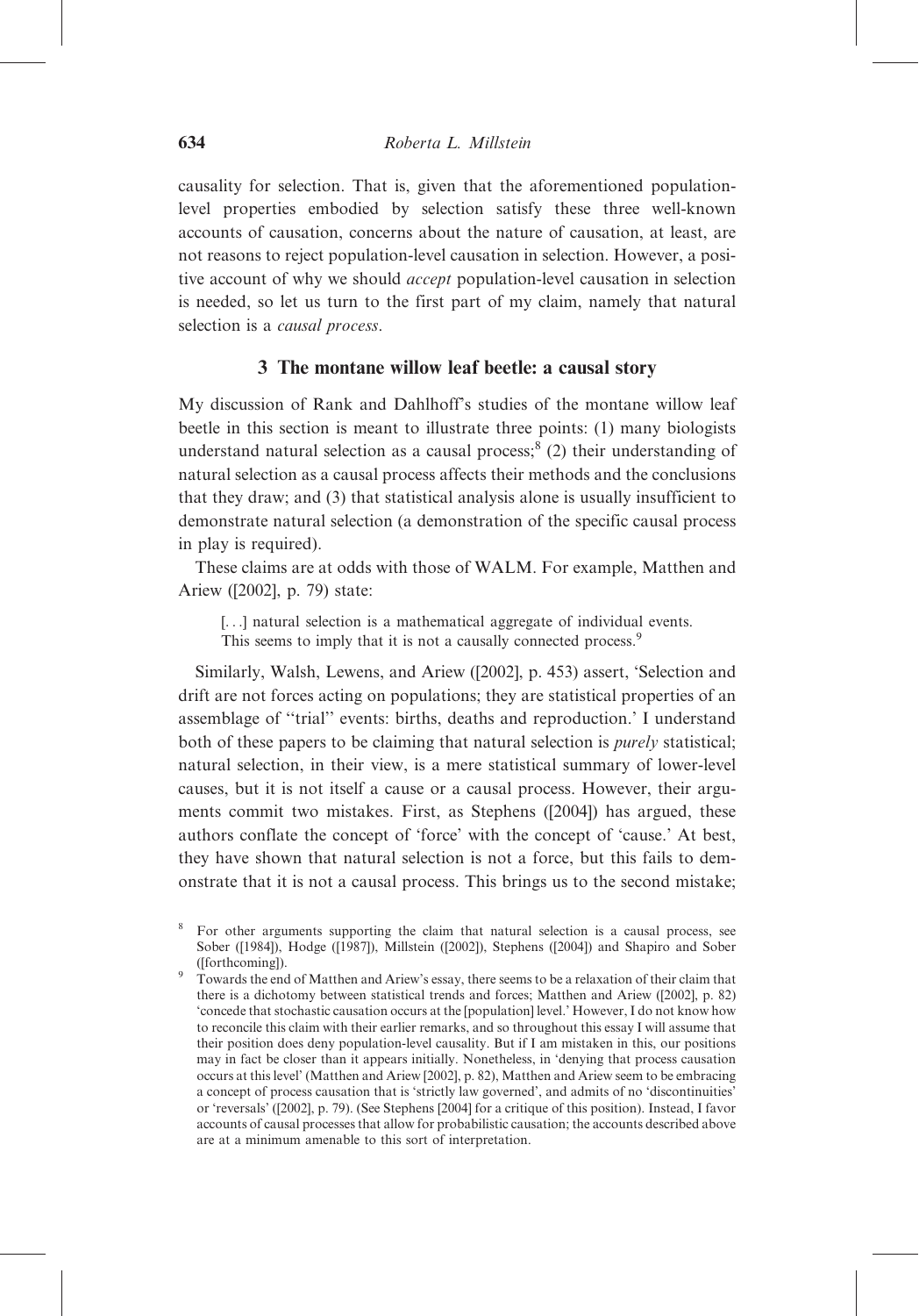causality for selection. That is, given that the aforementioned population-level properties embodied by selection satisfy these three well-known accounts of causation, concerns about the nature of causation, at least, are not reasons to reject population-level causation in selection. However, a positive account of why we should *accept* population-level causation in selection is needed, so let us turn to the first part of my claim, namely that natural selection is a *causal process*.

## 3 The montane willow leaf beetle: a causal story

My discussion of Rank and Dahlhoff's studies of the montane willow leaf beetle in this section is meant to illustrate three points: (1) many biologists understand natural selection as a causal process;[8] (2) their understanding of natural selection as a causal process affects their methods and the conclusions that they draw; and (3) that statistical analysis alone is usually insufficient to demonstrate natural selection (a demonstration of the specific causal process in play is required).

These claims are at odds with those of WALM. For example, Matthen and Ariew ([2002], p. 79) state:

> [. . .] natural selection is a mathematical aggregate of individual events. This seems to imply that it is not a causally connected process.[9]

Similarly, Walsh, Lewens, and Ariew ([2002], p. 453) assert, 'Selection and drift are not forces acting on populations; they are statistical properties of an assemblage of "trial" events: births, deaths and reproduction.' I understand both of these papers to be claiming that natural selection is *purely* statistical; natural selection, in their view, is a mere statistical summary of lower-level causes, but it is not itself a cause or a causal process. However, their arguments commit two mistakes. First, as Stephens ([2004]) has argued, these authors conflate the concept of 'force' with the concept of 'cause.' At best, they have shown that natural selection is not a force, but this fails to demonstrate that it is not a causal process. This brings us to the second mistake;

[8] For other arguments supporting the claim that natural selection is a causal process, see Sober ([1984]), Hodge ([1987]), Millstein ([2002]), Stephens ([2004]) and Shapiro and Sober ([forthcoming]).

[9] Towards the end of Matthen and Ariew's essay, there seems to be a relaxation of their claim that there is a dichotomy between statistical trends and forces; Matthen and Ariew ([2002], p. 82) 'concede that stochastic causation occurs at the [population] level.' However, I do not know how to reconcile this claim with their earlier remarks, and so throughout this essay I will assume that their position does deny population-level causality. But if I am mistaken in this, our positions may in fact be closer than it appears initially. Nonetheless, in 'denying that process causation occurs at this level' (Matthen and Ariew [2002], p. 82), Matthen and Ariew seem to be embracing a concept of process causation that is 'strictly law governed', and admits of no 'discontinuities' or 'reversals' ([2002], p. 79). (See Stephens [2004] for a critique of this position). Instead, I favor accounts of causal processes that allow for probabilistic causation; the accounts described above are at a minimum amenable to this sort of interpretation.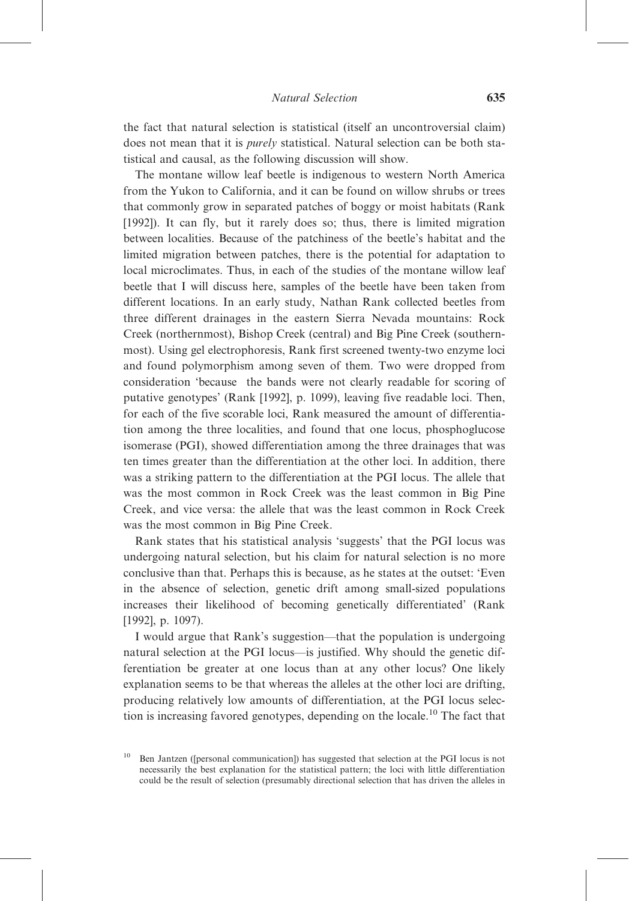the fact that natural selection is statistical (itself an uncontroversial claim) does not mean that it is *purely* statistical. Natural selection can be both statistical and causal, as the following discussion will show.

The montane willow leaf beetle is indigenous to western North America from the Yukon to California, and it can be found on willow shrubs or trees that commonly grow in separated patches of boggy or moist habitats (Rank [1992]). It can fly, but it rarely does so; thus, there is limited migration between localities. Because of the patchiness of the beetle's habitat and the limited migration between patches, there is the potential for adaptation to local microclimates. Thus, in each of the studies of the montane willow leaf beetle that I will discuss here, samples of the beetle have been taken from different locations. In an early study, Nathan Rank collected beetles from three different drainages in the eastern Sierra Nevada mountains: Rock Creek (northernmost), Bishop Creek (central) and Big Pine Creek (southernmost). Using gel electrophoresis, Rank first screened twenty-two enzyme loci and found polymorphism among seven of them. Two were dropped from consideration 'because the bands were not clearly readable for scoring of putative genotypes' (Rank [1992], p. 1099), leaving five readable loci. Then, for each of the five scorable loci, Rank measured the amount of differentiation among the three localities, and found that one locus, phosphoglucose isomerase (PGI), showed differentiation among the three drainages that was ten times greater than the differentiation at the other loci. In addition, there was a striking pattern to the differentiation at the PGI locus. The allele that was the most common in Rock Creek was the least common in Big Pine Creek, and vice versa: the allele that was the least common in Rock Creek was the most common in Big Pine Creek.

Rank states that his statistical analysis 'suggests' that the PGI locus was undergoing natural selection, but his claim for natural selection is no more conclusive than that. Perhaps this is because, as he states at the outset: 'Even in the absence of selection, genetic drift among small-sized populations increases their likelihood of becoming genetically differentiated' (Rank [1992], p. 1097).

I would argue that Rank's suggestion—that the population is undergoing natural selection at the PGI locus—is justified. Why should the genetic differentiation be greater at one locus than at any other locus? One likely explanation seems to be that whereas the alleles at the other loci are drifting, producing relatively low amounts of differentiation, at the PGI locus selection is increasing favored genotypes, depending on the locale.[10] The fact that

[10] Ben Jantzen ([personal communication]) has suggested that selection at the PGI locus is not necessarily the best explanation for the statistical pattern; the loci with little differentiation could be the result of selection (presumably directional selection that has driven the alleles in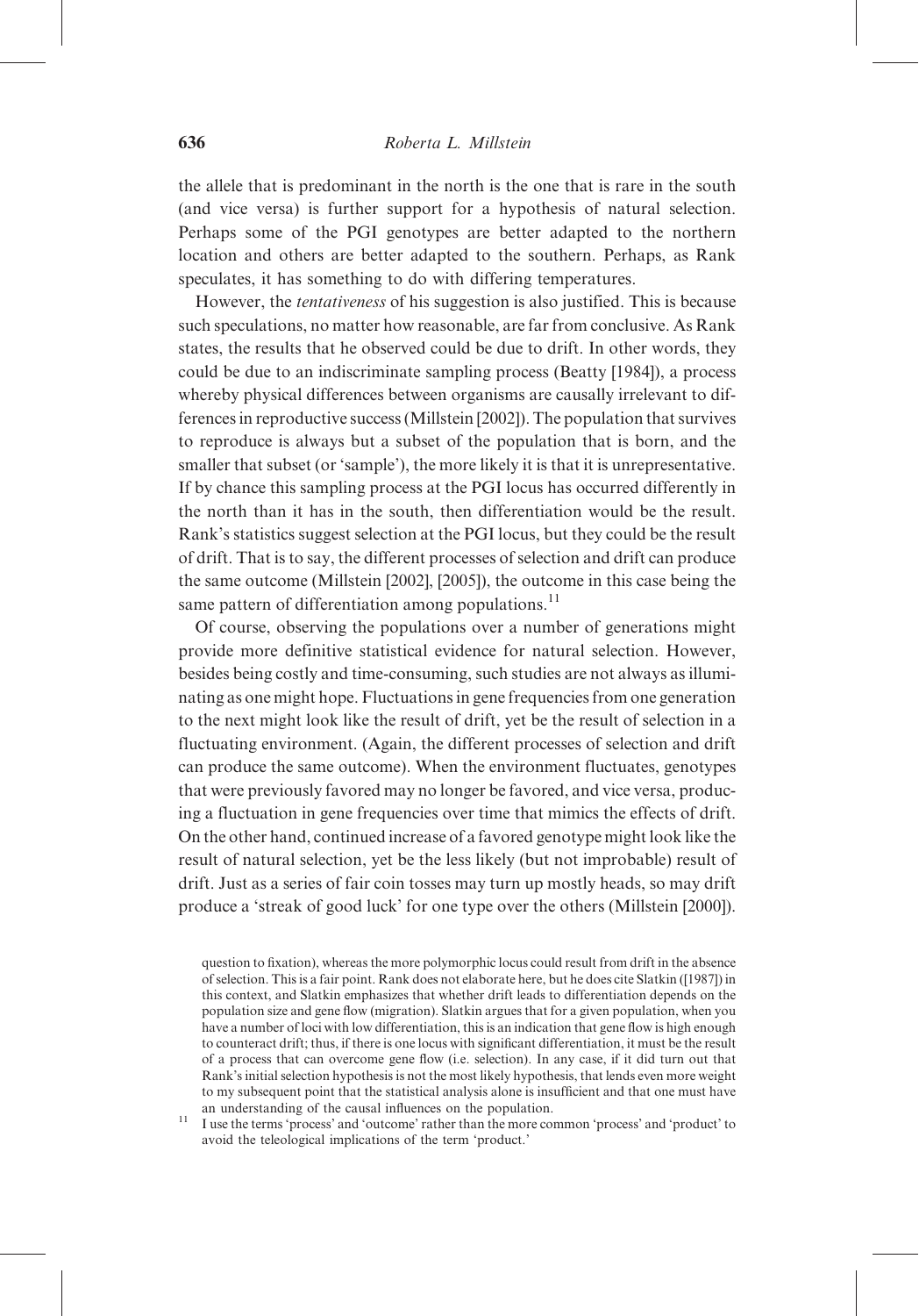the allele that is predominant in the north is the one that is rare in the south (and vice versa) is further support for a hypothesis of natural selection. Perhaps some of the PGI genotypes are better adapted to the northern location and others are better adapted to the southern. Perhaps, as Rank speculates, it has something to do with differing temperatures.

However, the *tentativeness* of his suggestion is also justified. This is because such speculations, no matter how reasonable, are far from conclusive. As Rank states, the results that he observed could be due to drift. In other words, they could be due to an indiscriminate sampling process (Beatty [1984]), a process whereby physical differences between organisms are causally irrelevant to differences in reproductive success (Millstein [2002]). The population that survives to reproduce is always but a subset of the population that is born, and the smaller that subset (or 'sample'), the more likely it is that it is unrepresentative. If by chance this sampling process at the PGI locus has occurred differently in the north than it has in the south, then differentiation would be the result. Rank's statistics suggest selection at the PGI locus, but they could be the result of drift. That is to say, the different processes of selection and drift can produce the same outcome (Millstein [2002], [2005]), the outcome in this case being the same pattern of differentiation among populations.[11]

Of course, observing the populations over a number of generations might provide more definitive statistical evidence for natural selection. However, besides being costly and time-consuming, such studies are not always as illuminating as one might hope. Fluctuations in gene frequencies from one generation to the next might look like the result of drift, yet be the result of selection in a fluctuating environment. (Again, the different processes of selection and drift can produce the same outcome). When the environment fluctuates, genotypes that were previously favored may no longer be favored, and vice versa, producing a fluctuation in gene frequencies over time that mimics the effects of drift. On the other hand, continued increase of a favored genotype might look like the result of natural selection, yet be the less likely (but not improbable) result of drift. Just as a series of fair coin tosses may turn up mostly heads, so may drift produce a 'streak of good luck' for one type over the others (Millstein [2000]).

question to fixation), whereas the more polymorphic locus could result from drift in the absence of selection. This is a fair point. Rank does not elaborate here, but he does cite Slatkin ([1987]) in this context, and Slatkin emphasizes that whether drift leads to differentiation depends on the population size and gene flow (migration). Slatkin argues that for a given population, when you have a number of loci with low differentiation, this is an indication that gene flow is high enough to counteract drift; thus, if there is one locus with significant differentiation, it must be the result of a process that can overcome gene flow (i.e. selection). In any case, if it did turn out that Rank's initial selection hypothesis is not the most likely hypothesis, that lends even more weight to my subsequent point that the statistical analysis alone is insufficient and that one must have an understanding of the causal influences on the population.

[11] I use the terms 'process' and 'outcome' rather than the more common 'process' and 'product' to avoid the teleological implications of the term 'product.'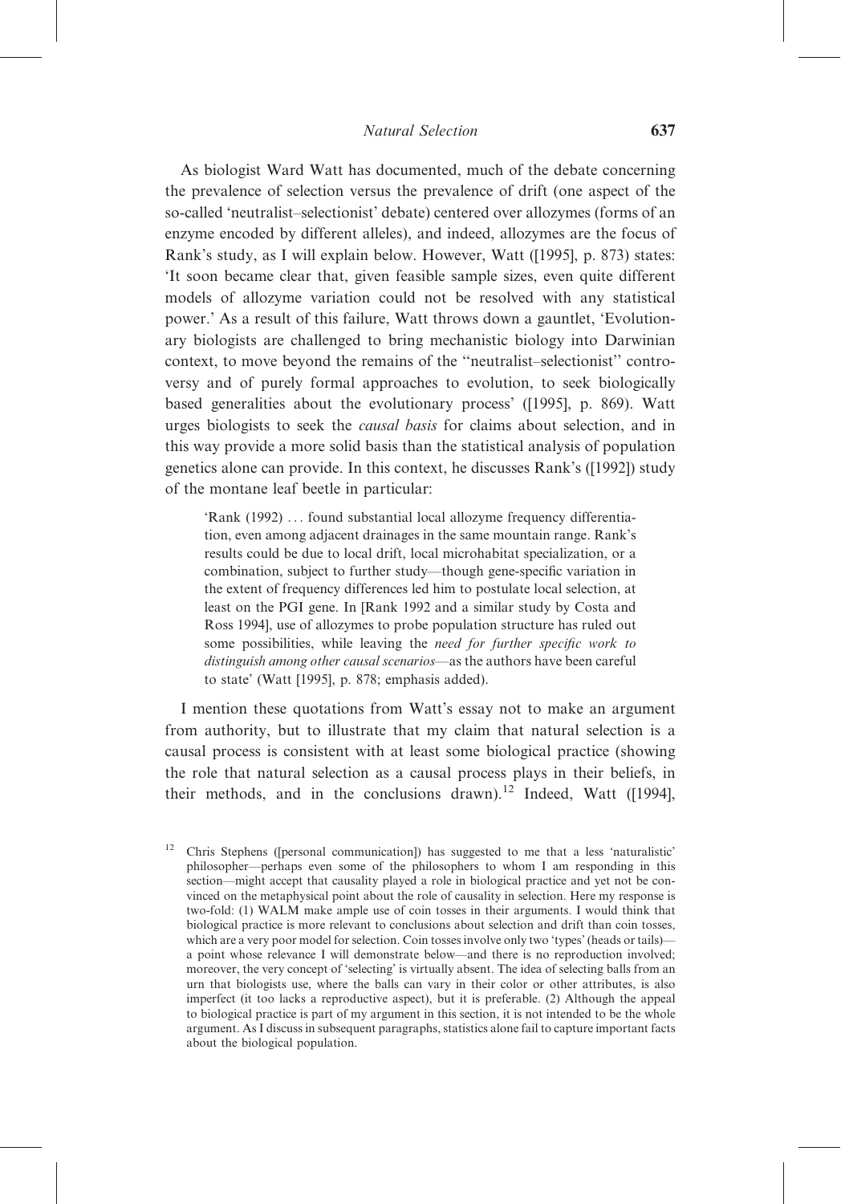As biologist Ward Watt has documented, much of the debate concerning the prevalence of selection versus the prevalence of drift (one aspect of the so-called 'neutralist–selectionist' debate) centered over allozymes (forms of an enzyme encoded by different alleles), and indeed, allozymes are the focus of Rank's study, as I will explain below. However, Watt ([1995], p. 873) states: 'It soon became clear that, given feasible sample sizes, even quite different models of allozyme variation could not be resolved with any statistical power.' As a result of this failure, Watt throws down a gauntlet, 'Evolutionary biologists are challenged to bring mechanistic biology into Darwinian context, to move beyond the remains of the "neutralist–selectionist" controversy and of purely formal approaches to evolution, to seek biologically based generalities about the evolutionary process' ([1995], p. 869). Watt urges biologists to seek the *causal basis* for claims about selection, and in this way provide a more solid basis than the statistical analysis of population genetics alone can provide. In this context, he discusses Rank's ([1992]) study of the montane leaf beetle in particular:

> 'Rank (1992) ... found substantial local allozyme frequency differentiation, even among adjacent drainages in the same mountain range. Rank's results could be due to local drift, local microhabitat specialization, or a combination, subject to further study—though gene-specific variation in the extent of frequency differences led him to postulate local selection, at least on the PGI gene. In [Rank 1992 and a similar study by Costa and Ross 1994], use of allozymes to probe population structure has ruled out some possibilities, while leaving the *need for further specific work to distinguish among other causal scenarios*—as the authors have been careful to state' (Watt [1995], p. 878; emphasis added).

I mention these quotations from Watt's essay not to make an argument from authority, but to illustrate that my claim that natural selection is a causal process is consistent with at least some biological practice (showing the role that natural selection as a causal process plays in their beliefs, in their methods, and in the conclusions drawn).[12] Indeed, Watt ([1994],

[12] Chris Stephens ([personal communication]) has suggested to me that a less 'naturalistic' philosopher—perhaps even some of the philosophers to whom I am responding in this section—might accept that causality played a role in biological practice and yet not be convinced on the metaphysical point about the role of causality in selection. Here my response is two-fold: (1) WALM make ample use of coin tosses in their arguments. I would think that biological practice is more relevant to conclusions about selection and drift than coin tosses, which are a very poor model for selection. Coin tosses involve only two 'types' (heads or tails)—a point whose relevance I will demonstrate below—and there is no reproduction involved; moreover, the very concept of 'selecting' is virtually absent. The idea of selecting balls from an urn that biologists use, where the balls can vary in their color or other attributes, is also imperfect (it too lacks a reproductive aspect), but it is preferable. (2) Although the appeal to biological practice is part of my argument in this section, it is not intended to be the whole argument. As I discuss in subsequent paragraphs, statistics alone fail to capture important facts about the biological population.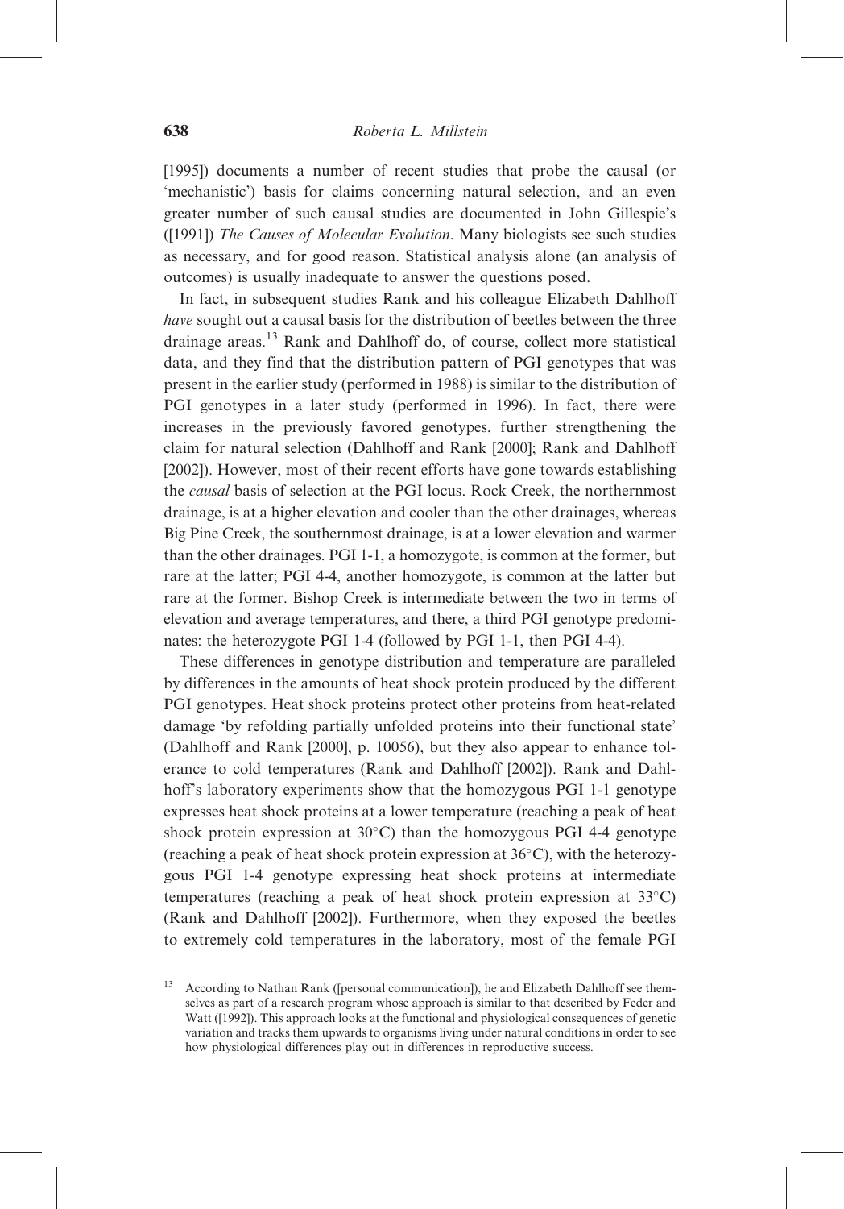[1995]) documents a number of recent studies that probe the causal (or 'mechanistic') basis for claims concerning natural selection, and an even greater number of such causal studies are documented in John Gillespie's ([1991]) *The Causes of Molecular Evolution*. Many biologists see such studies as necessary, and for good reason. Statistical analysis alone (an analysis of outcomes) is usually inadequate to answer the questions posed.

In fact, in subsequent studies Rank and his colleague Elizabeth Dahlhoff *have* sought out a causal basis for the distribution of beetles between the three drainage areas.[13] Rank and Dahlhoff do, of course, collect more statistical data, and they find that the distribution pattern of PGI genotypes that was present in the earlier study (performed in 1988) is similar to the distribution of PGI genotypes in a later study (performed in 1996). In fact, there were increases in the previously favored genotypes, further strengthening the claim for natural selection (Dahlhoff and Rank [2000]; Rank and Dahlhoff [2002]). However, most of their recent efforts have gone towards establishing the *causal* basis of selection at the PGI locus. Rock Creek, the northernmost drainage, is at a higher elevation and cooler than the other drainages, whereas Big Pine Creek, the southernmost drainage, is at a lower elevation and warmer than the other drainages. PGI 1-1, a homozygote, is common at the former, but rare at the latter; PGI 4-4, another homozygote, is common at the latter but rare at the former. Bishop Creek is intermediate between the two in terms of elevation and average temperatures, and there, a third PGI genotype predominates: the heterozygote PGI 1-4 (followed by PGI 1-1, then PGI 4-4).

These differences in genotype distribution and temperature are paralleled by differences in the amounts of heat shock protein produced by the different PGI genotypes. Heat shock proteins protect other proteins from heat-related damage 'by refolding partially unfolded proteins into their functional state' (Dahlhoff and Rank [2000], p. 10056), but they also appear to enhance tolerance to cold temperatures (Rank and Dahlhoff [2002]). Rank and Dahlhoff's laboratory experiments show that the homozygous PGI 1-1 genotype expresses heat shock proteins at a lower temperature (reaching a peak of heat shock protein expression at 30°C) than the homozygous PGI 4-4 genotype (reaching a peak of heat shock protein expression at 36°C), with the heterozygous PGI 1-4 genotype expressing heat shock proteins at intermediate temperatures (reaching a peak of heat shock protein expression at 33°C) (Rank and Dahlhoff [2002]). Furthermore, when they exposed the beetles to extremely cold temperatures in the laboratory, most of the female PGI

[13] According to Nathan Rank ([personal communication]), he and Elizabeth Dahlhoff see themselves as part of a research program whose approach is similar to that described by Feder and Watt ([1992]). This approach looks at the functional and physiological consequences of genetic variation and tracks them upwards to organisms living under natural conditions in order to see how physiological differences play out in differences in reproductive success.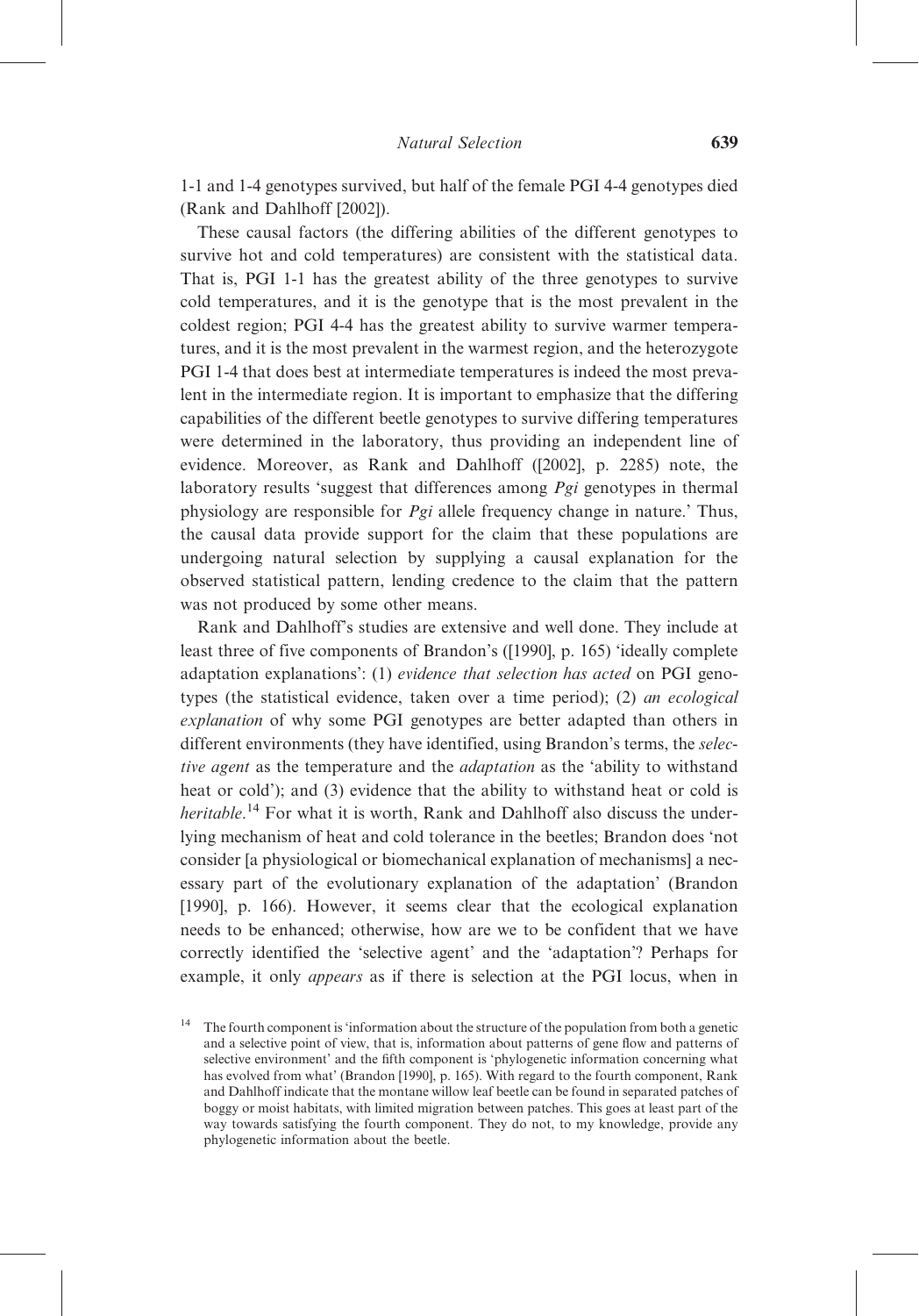1-1 and 1-4 genotypes survived, but half of the female PGI 4-4 genotypes died (Rank and Dahlhoff [2002]).

These causal factors (the differing abilities of the different genotypes to survive hot and cold temperatures) are consistent with the statistical data. That is, PGI 1-1 has the greatest ability of the three genotypes to survive cold temperatures, and it is the genotype that is the most prevalent in the coldest region; PGI 4-4 has the greatest ability to survive warmer temperatures, and it is the most prevalent in the warmest region, and the heterozygote PGI 1-4 that does best at intermediate temperatures is indeed the most prevalent in the intermediate region. It is important to emphasize that the differing capabilities of the different beetle genotypes to survive differing temperatures were determined in the laboratory, thus providing an independent line of evidence. Moreover, as Rank and Dahlhoff ([2002], p. 2285) note, the laboratory results 'suggest that differences among *Pgi* genotypes in thermal physiology are responsible for *Pgi* allele frequency change in nature.' Thus, the causal data provide support for the claim that these populations are undergoing natural selection by supplying a causal explanation for the observed statistical pattern, lending credence to the claim that the pattern was not produced by some other means.

Rank and Dahlhoff's studies are extensive and well done. They include at least three of five components of Brandon's ([1990], p. 165) 'ideally complete adaptation explanations': (1) *evidence that selection has acted* on PGI genotypes (the statistical evidence, taken over a time period); (2) *an ecological explanation* of why some PGI genotypes are better adapted than others in different environments (they have identified, using Brandon's terms, the *selective agent* as the temperature and the *adaptation* as the 'ability to withstand heat or cold'); and (3) evidence that the ability to withstand heat or cold is *heritable*.[14] For what it is worth, Rank and Dahlhoff also discuss the underlying mechanism of heat and cold tolerance in the beetles; Brandon does 'not consider [a physiological or biomechanical explanation of mechanisms] a necessary part of the evolutionary explanation of the adaptation' (Brandon [1990], p. 166). However, it seems clear that the ecological explanation needs to be enhanced; otherwise, how are we to be confident that we have correctly identified the 'selective agent' and the 'adaptation'? Perhaps for example, it only *appears* as if there is selection at the PGI locus, when in

[14] The fourth component is 'information about the structure of the population from both a genetic and a selective point of view, that is, information about patterns of gene flow and patterns of selective environment' and the fifth component is 'phylogenetic information concerning what has evolved from what' (Brandon [1990], p. 165). With regard to the fourth component, Rank and Dahlhoff indicate that the montane willow leaf beetle can be found in separated patches of boggy or moist habitats, with limited migration between patches. This goes at least part of the way towards satisfying the fourth component. They do not, to my knowledge, provide any phylogenetic information about the beetle.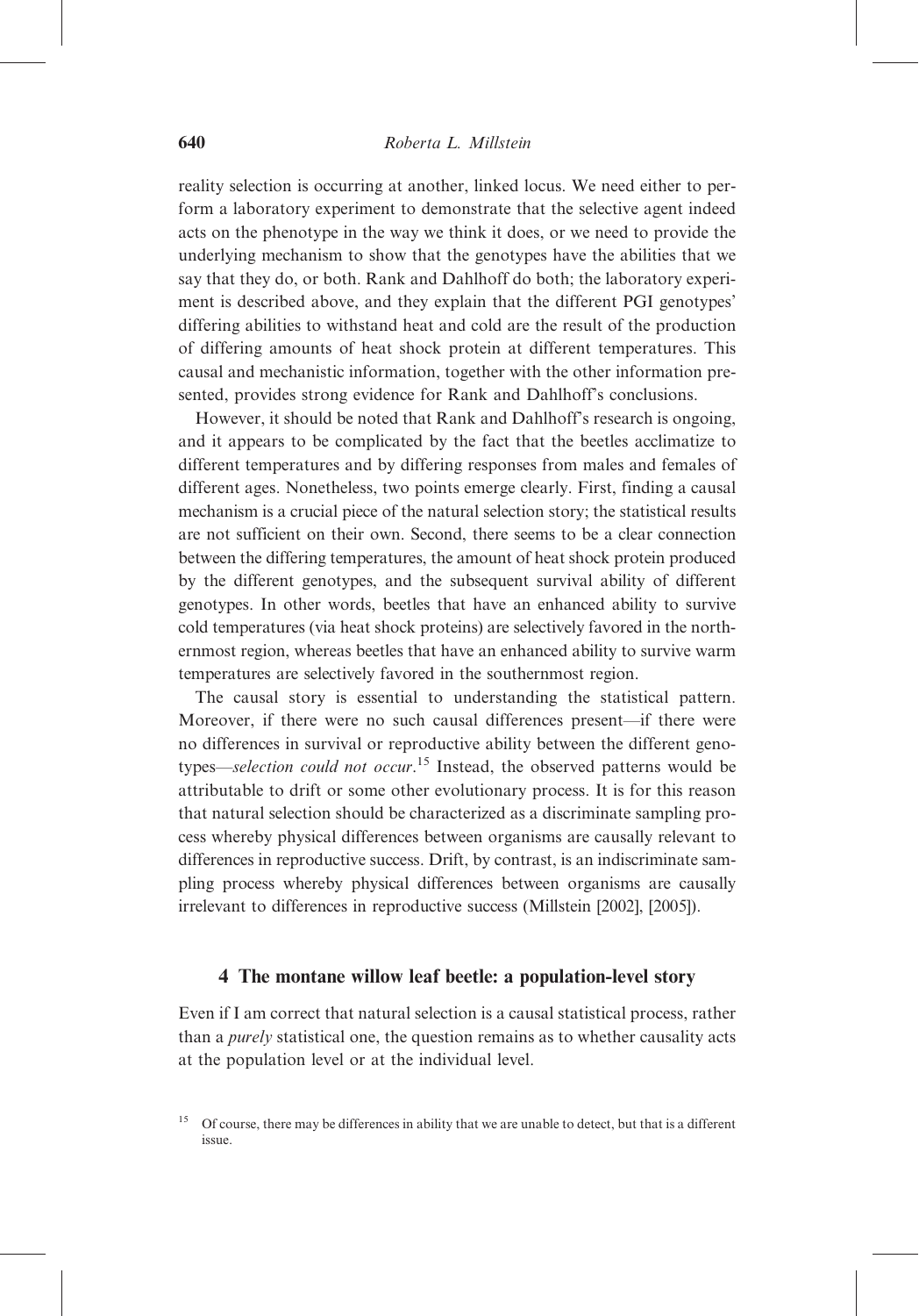reality selection is occurring at another, linked locus. We need either to perform a laboratory experiment to demonstrate that the selective agent indeed acts on the phenotype in the way we think it does, or we need to provide the underlying mechanism to show that the genotypes have the abilities that we say that they do, or both. Rank and Dahlhoff do both; the laboratory experiment is described above, and they explain that the different PGI genotypes' differing abilities to withstand heat and cold are the result of the production of differing amounts of heat shock protein at different temperatures. This causal and mechanistic information, together with the other information presented, provides strong evidence for Rank and Dahlhoff's conclusions.

However, it should be noted that Rank and Dahlhoff's research is ongoing, and it appears to be complicated by the fact that the beetles acclimatize to different temperatures and by differing responses from males and females of different ages. Nonetheless, two points emerge clearly. First, finding a causal mechanism is a crucial piece of the natural selection story; the statistical results are not sufficient on their own. Second, there seems to be a clear connection between the differing temperatures, the amount of heat shock protein produced by the different genotypes, and the subsequent survival ability of different genotypes. In other words, beetles that have an enhanced ability to survive cold temperatures (via heat shock proteins) are selectively favored in the northernmost region, whereas beetles that have an enhanced ability to survive warm temperatures are selectively favored in the southernmost region.

The causal story is essential to understanding the statistical pattern. Moreover, if there were no such causal differences present—if there were no differences in survival or reproductive ability between the different genotypes—*selection could not occur*.[15] Instead, the observed patterns would be attributable to drift or some other evolutionary process. It is for this reason that natural selection should be characterized as a discriminate sampling process whereby physical differences between organisms are causally relevant to differences in reproductive success. Drift, by contrast, is an indiscriminate sampling process whereby physical differences between organisms are causally irrelevant to differences in reproductive success (Millstein [2002], [2005]).

## 4 The montane willow leaf beetle: a population-level story

Even if I am correct that natural selection is a causal statistical process, rather than a *purely* statistical one, the question remains as to whether causality acts at the population level or at the individual level.

[15] Of course, there may be differences in ability that we are unable to detect, but that is a different issue.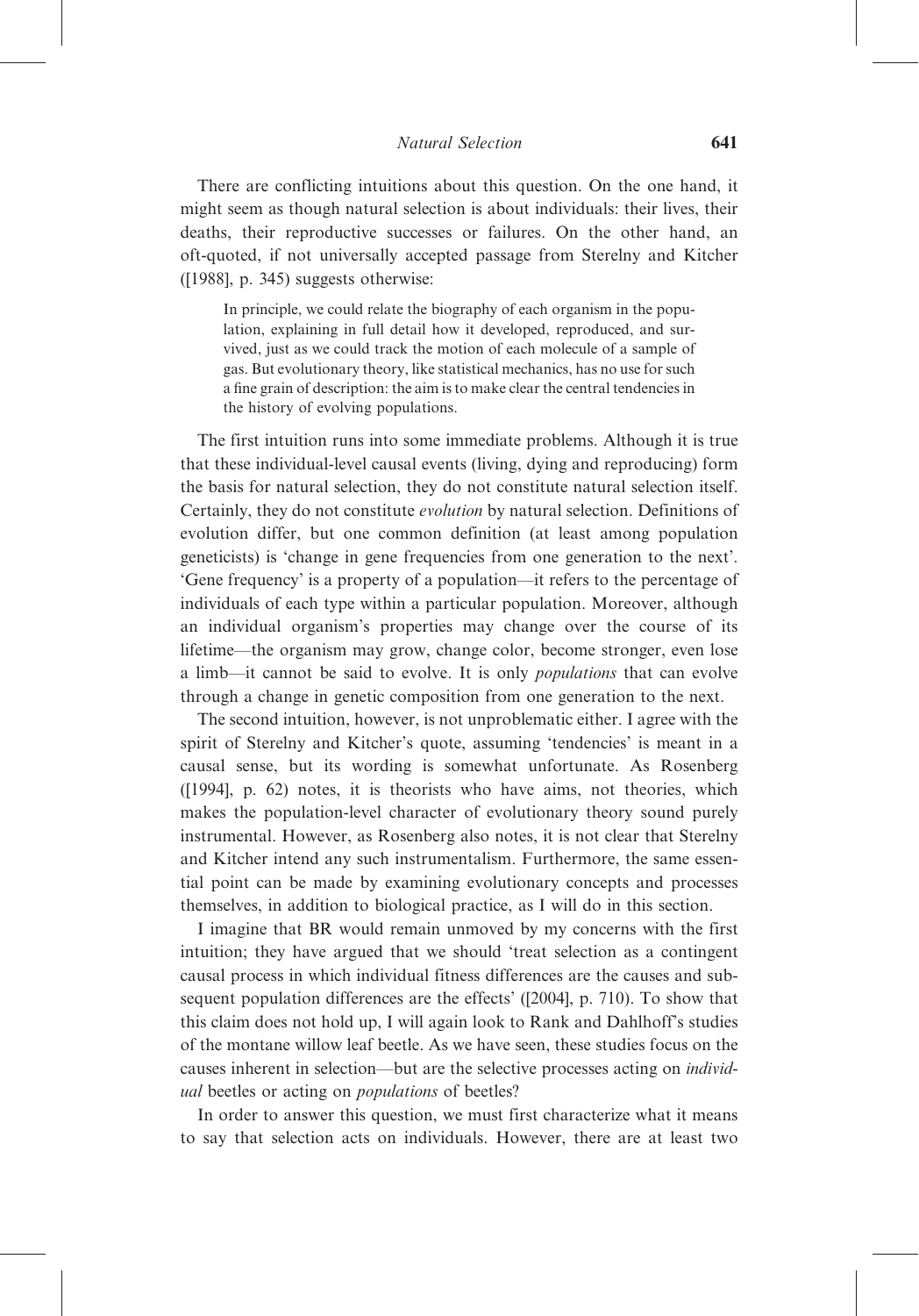There are conflicting intuitions about this question. On the one hand, it might seem as though natural selection is about individuals: their lives, their deaths, their reproductive successes or failures. On the other hand, an oft-quoted, if not universally accepted passage from Sterelny and Kitcher ([1988], p. 345) suggests otherwise:

> In principle, we could relate the biography of each organism in the population, explaining in full detail how it developed, reproduced, and survived, just as we could track the motion of each molecule of a sample of gas. But evolutionary theory, like statistical mechanics, has no use for such a fine grain of description: the aim is to make clear the central tendencies in the history of evolving populations.

The first intuition runs into some immediate problems. Although it is true that these individual-level causal events (living, dying and reproducing) form the basis for natural selection, they do not constitute natural selection itself. Certainly, they do not constitute *evolution* by natural selection. Definitions of evolution differ, but one common definition (at least among population geneticists) is 'change in gene frequencies from one generation to the next'. 'Gene frequency' is a property of a population—it refers to the percentage of individuals of each type within a particular population. Moreover, although an individual organism's properties may change over the course of its lifetime—the organism may grow, change color, become stronger, even lose a limb—it cannot be said to evolve. It is only *populations* that can evolve through a change in genetic composition from one generation to the next.

The second intuition, however, is not unproblematic either. I agree with the spirit of Sterelny and Kitcher's quote, assuming 'tendencies' is meant in a causal sense, but its wording is somewhat unfortunate. As Rosenberg ([1994], p. 62) notes, it is theorists who have aims, not theories, which makes the population-level character of evolutionary theory sound purely instrumental. However, as Rosenberg also notes, it is not clear that Sterelny and Kitcher intend any such instrumentalism. Furthermore, the same essential point can be made by examining evolutionary concepts and processes themselves, in addition to biological practice, as I will do in this section.

I imagine that BR would remain unmoved by my concerns with the first intuition; they have argued that we should 'treat selection as a contingent causal process in which individual fitness differences are the causes and subsequent population differences are the effects' ([2004], p. 710). To show that this claim does not hold up, I will again look to Rank and Dahlhoff's studies of the montane willow leaf beetle. As we have seen, these studies focus on the causes inherent in selection—but are the selective processes acting on *individual* beetles or acting on *populations* of beetles?

In order to answer this question, we must first characterize what it means to say that selection acts on individuals. However, there are at least two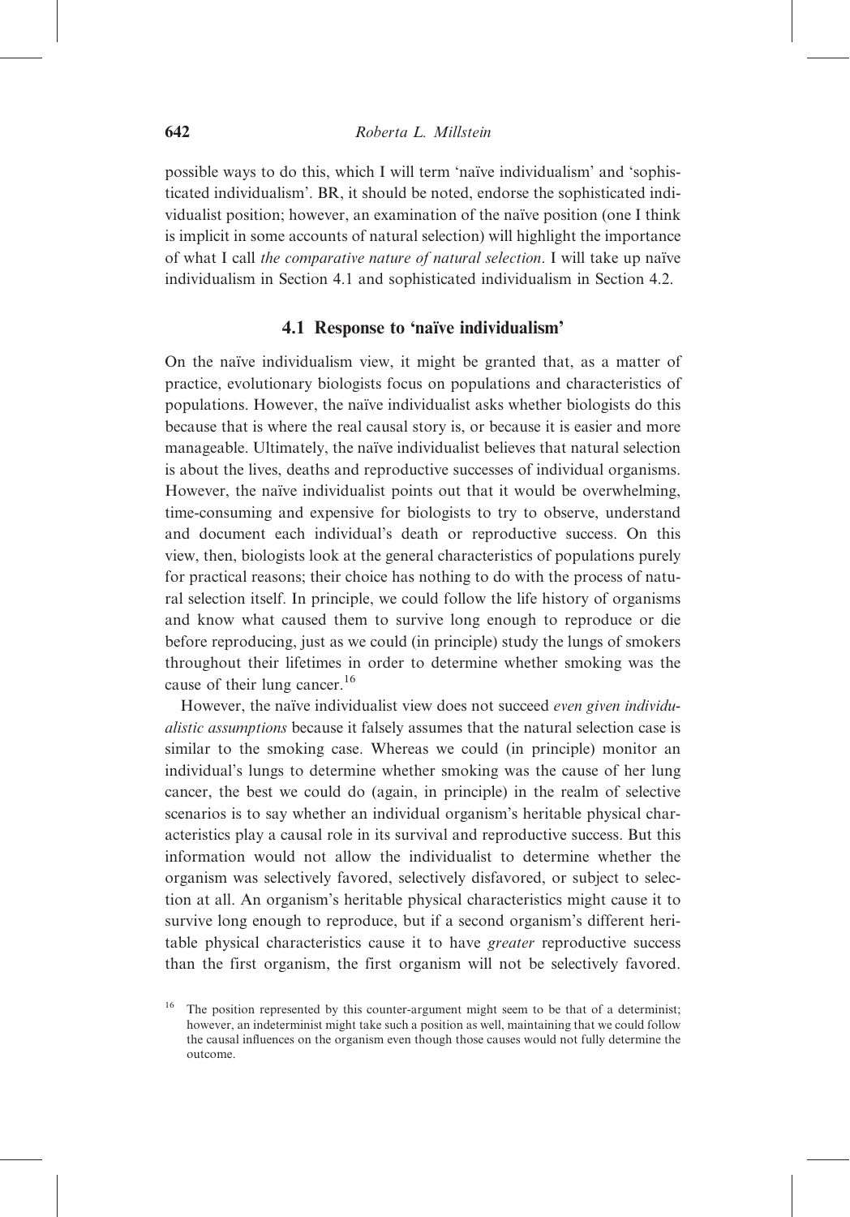possible ways to do this, which I will term 'naïve individualism' and 'sophisticated individualism'. BR, it should be noted, endorse the sophisticated individualist position; however, an examination of the naïve position (one I think is implicit in some accounts of natural selection) will highlight the importance of what I call *the comparative nature of natural selection*. I will take up naïve individualism in Section 4.1 and sophisticated individualism in Section 4.2.

### 4.1 Response to 'naïve individualism'

On the naïve individualism view, it might be granted that, as a matter of practice, evolutionary biologists focus on populations and characteristics of populations. However, the naïve individualist asks whether biologists do this because that is where the real causal story is, or because it is easier and more manageable. Ultimately, the naïve individualist believes that natural selection is about the lives, deaths and reproductive successes of individual organisms. However, the naïve individualist points out that it would be overwhelming, time-consuming and expensive for biologists to try to observe, understand and document each individual's death or reproductive success. On this view, then, biologists look at the general characteristics of populations purely for practical reasons; their choice has nothing to do with the process of natural selection itself. In principle, we could follow the life history of organisms and know what caused them to survive long enough to reproduce or die before reproducing, just as we could (in principle) study the lungs of smokers throughout their lifetimes in order to determine whether smoking was the cause of their lung cancer.[16]

However, the naïve individualist view does not succeed *even given individualistic assumptions* because it falsely assumes that the natural selection case is similar to the smoking case. Whereas we could (in principle) monitor an individual's lungs to determine whether smoking was the cause of her lung cancer, the best we could do (again, in principle) in the realm of selective scenarios is to say whether an individual organism's heritable physical characteristics play a causal role in its survival and reproductive success. But this information would not allow the individualist to determine whether the organism was selectively favored, selectively disfavored, or subject to selection at all. An organism's heritable physical characteristics might cause it to survive long enough to reproduce, but if a second organism's different heritable physical characteristics cause it to have *greater* reproductive success than the first organism, the first organism will not be selectively favored.

[16] The position represented by this counter-argument might seem to be that of a determinist; however, an indeterminist might take such a position as well, maintaining that we could follow the causal influences on the organism even though those causes would not fully determine the outcome.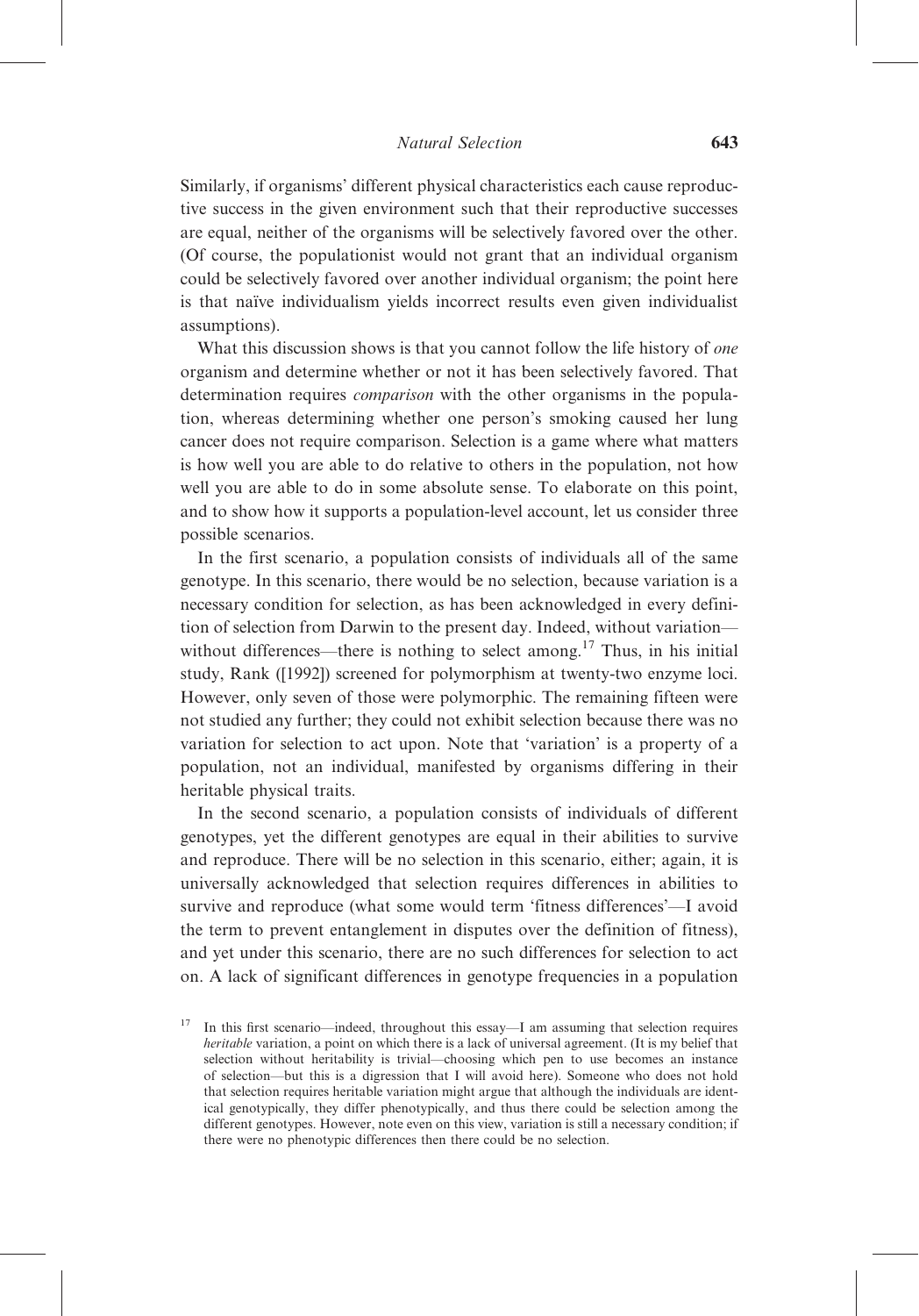Similarly, if organisms' different physical characteristics each cause reproductive success in the given environment such that their reproductive successes are equal, neither of the organisms will be selectively favored over the other. (Of course, the populationist would not grant that an individual organism could be selectively favored over another individual organism; the point here is that naïve individualism yields incorrect results even given individualist assumptions).

What this discussion shows is that you cannot follow the life history of *one* organism and determine whether or not it has been selectively favored. That determination requires *comparison* with the other organisms in the population, whereas determining whether one person's smoking caused her lung cancer does not require comparison. Selection is a game where what matters is how well you are able to do relative to others in the population, not how well you are able to do in some absolute sense. To elaborate on this point, and to show how it supports a population-level account, let us consider three possible scenarios.

In the first scenario, a population consists of individuals all of the same genotype. In this scenario, there would be no selection, because variation is a necessary condition for selection, as has been acknowledged in every definition of selection from Darwin to the present day. Indeed, without variation—without differences—there is nothing to select among.[17] Thus, in his initial study, Rank ([1992]) screened for polymorphism at twenty-two enzyme loci. However, only seven of those were polymorphic. The remaining fifteen were not studied any further; they could not exhibit selection because there was no variation for selection to act upon. Note that 'variation' is a property of a population, not an individual, manifested by organisms differing in their heritable physical traits.

In the second scenario, a population consists of individuals of different genotypes, yet the different genotypes are equal in their abilities to survive and reproduce. There will be no selection in this scenario, either; again, it is universally acknowledged that selection requires differences in abilities to survive and reproduce (what some would term 'fitness differences'—I avoid the term to prevent entanglement in disputes over the definition of fitness), and yet under this scenario, there are no such differences for selection to act on. A lack of significant differences in genotype frequencies in a population

[17] In this first scenario—indeed, throughout this essay—I am assuming that selection requires *heritable* variation, a point on which there is a lack of universal agreement. (It is my belief that selection without heritability is trivial—choosing which pen to use becomes an instance of selection—but this is a digression that I will avoid here). Someone who does not hold that selection requires heritable variation might argue that although the individuals are identical genotypically, they differ phenotypically, and thus there could be selection among the different genotypes. However, note even on this view, variation is still a necessary condition; if there were no phenotypic differences then there could be no selection.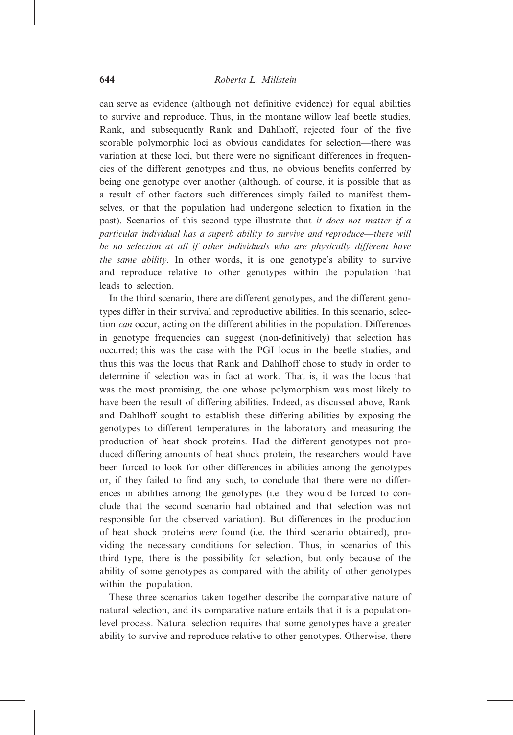can serve as evidence (although not definitive evidence) for equal abilities to survive and reproduce. Thus, in the montane willow leaf beetle studies, Rank, and subsequently Rank and Dahlhoff, rejected four of the five scorable polymorphic loci as obvious candidates for selection—there was variation at these loci, but there were no significant differences in frequencies of the different genotypes and thus, no obvious benefits conferred by being one genotype over another (although, of course, it is possible that as a result of other factors such differences simply failed to manifest themselves, or that the population had undergone selection to fixation in the past). Scenarios of this second type illustrate that *it does not matter if a particular individual has a superb ability to survive and reproduce—there will be no selection at all if other individuals who are physically different have the same ability.* In other words, it is one genotype's ability to survive and reproduce relative to other genotypes within the population that leads to selection.

In the third scenario, there are different genotypes, and the different genotypes differ in their survival and reproductive abilities. In this scenario, selection *can* occur, acting on the different abilities in the population. Differences in genotype frequencies can suggest (non-definitively) that selection has occurred; this was the case with the PGI locus in the beetle studies, and thus this was the locus that Rank and Dahlhoff chose to study in order to determine if selection was in fact at work. That is, it was the locus that was the most promising, the one whose polymorphism was most likely to have been the result of differing abilities. Indeed, as discussed above, Rank and Dahlhoff sought to establish these differing abilities by exposing the genotypes to different temperatures in the laboratory and measuring the production of heat shock proteins. Had the different genotypes not produced differing amounts of heat shock protein, the researchers would have been forced to look for other differences in abilities among the genotypes or, if they failed to find any such, to conclude that there were no differences in abilities among the genotypes (i.e. they would be forced to conclude that the second scenario had obtained and that selection was not responsible for the observed variation). But differences in the production of heat shock proteins *were* found (i.e. the third scenario obtained), providing the necessary conditions for selection. Thus, in scenarios of this third type, there is the possibility for selection, but only because of the ability of some genotypes as compared with the ability of other genotypes within the population.

These three scenarios taken together describe the comparative nature of natural selection, and its comparative nature entails that it is a population-level process. Natural selection requires that some genotypes have a greater ability to survive and reproduce relative to other genotypes. Otherwise, there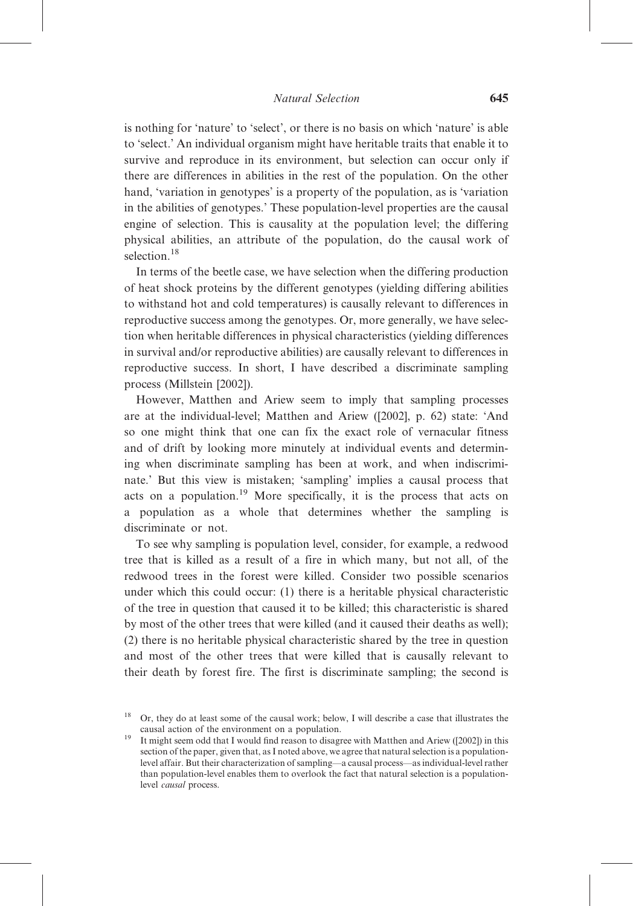is nothing for 'nature' to 'select', or there is no basis on which 'nature' is able to 'select.' An individual organism might have heritable traits that enable it to survive and reproduce in its environment, but selection can occur only if there are differences in abilities in the rest of the population. On the other hand, 'variation in genotypes' is a property of the population, as is 'variation in the abilities of genotypes.' These population-level properties are the causal engine of selection. This is causality at the population level; the differing physical abilities, an attribute of the population, do the causal work of selection.[18]

In terms of the beetle case, we have selection when the differing production of heat shock proteins by the different genotypes (yielding differing abilities to withstand hot and cold temperatures) is causally relevant to differences in reproductive success among the genotypes. Or, more generally, we have selection when heritable differences in physical characteristics (yielding differences in survival and/or reproductive abilities) are causally relevant to differences in reproductive success. In short, I have described a discriminate sampling process (Millstein [2002]).

However, Matthen and Ariew seem to imply that sampling processes are at the individual-level; Matthen and Ariew ([2002], p. 62) state: 'And so one might think that one can fix the exact role of vernacular fitness and of drift by looking more minutely at individual events and determining when discriminate sampling has been at work, and when indiscriminate.' But this view is mistaken; 'sampling' implies a causal process that acts on a population.[19] More specifically, it is the process that acts on a population as a whole that determines whether the sampling is discriminate or not.

To see why sampling is population level, consider, for example, a redwood tree that is killed as a result of a fire in which many, but not all, of the redwood trees in the forest were killed. Consider two possible scenarios under which this could occur: (1) there is a heritable physical characteristic of the tree in question that caused it to be killed; this characteristic is shared by most of the other trees that were killed (and it caused their deaths as well); (2) there is no heritable physical characteristic shared by the tree in question and most of the other trees that were killed that is causally relevant to their death by forest fire. The first is discriminate sampling; the second is

---

[18] Or, they do at least some of the causal work; below, I will describe a case that illustrates the causal action of the environment on a population.

[19] It might seem odd that I would find reason to disagree with Matthen and Ariew ([2002]) in this section of the paper, given that, as I noted above, we agree that natural selection is a population-level affair. But their characterization of sampling—a causal process—as individual-level rather than population-level enables them to overlook the fact that natural selection is a population-level *causal* process.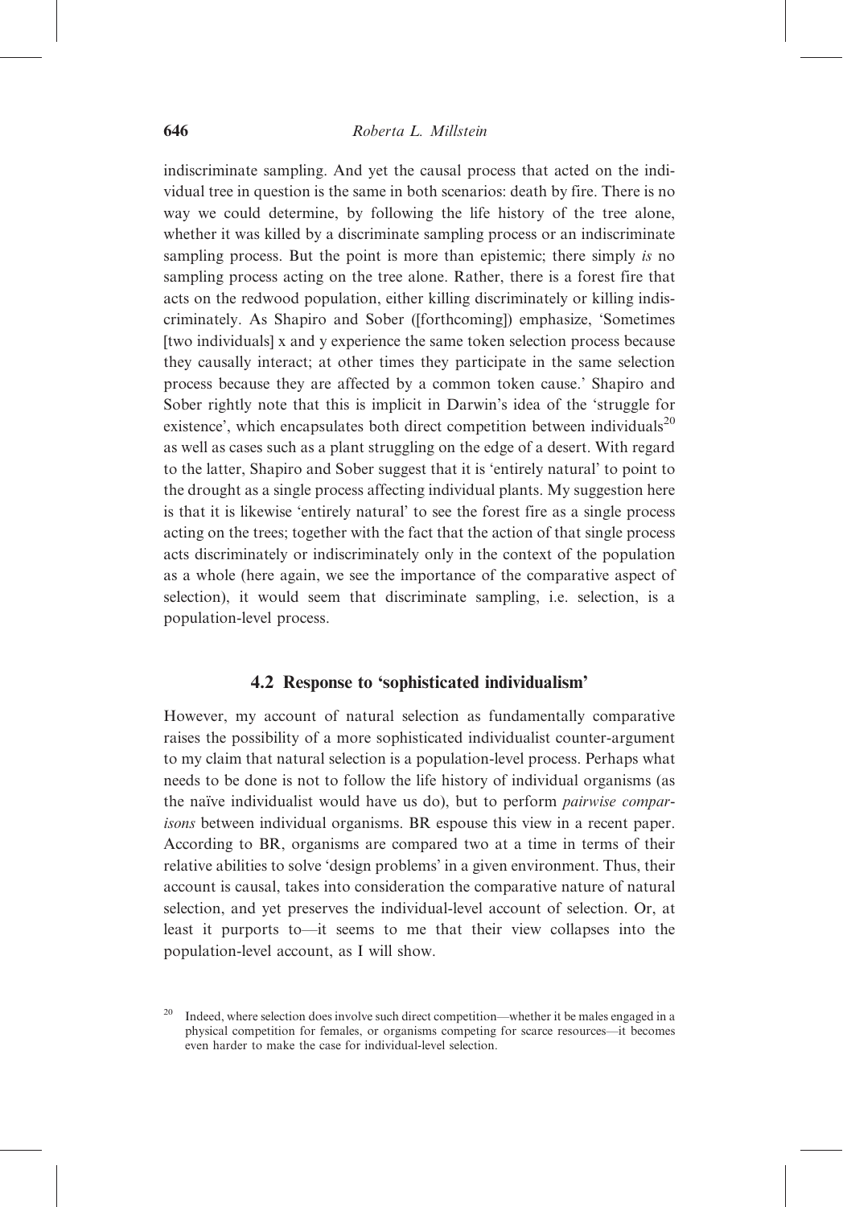indiscriminate sampling. And yet the causal process that acted on the individual tree in question is the same in both scenarios: death by fire. There is no way we could determine, by following the life history of the tree alone, whether it was killed by a discriminate sampling process or an indiscriminate sampling process. But the point is more than epistemic; there simply *is* no sampling process acting on the tree alone. Rather, there is a forest fire that acts on the redwood population, either killing discriminately or killing indiscriminately. As Shapiro and Sober ([forthcoming]) emphasize, 'Sometimes [two individuals] x and y experience the same token selection process because they causally interact; at other times they participate in the same selection process because they are affected by a common token cause.' Shapiro and Sober rightly note that this is implicit in Darwin's idea of the 'struggle for existence', which encapsulates both direct competition between individuals[20] as well as cases such as a plant struggling on the edge of a desert. With regard to the latter, Shapiro and Sober suggest that it is 'entirely natural' to point to the drought as a single process affecting individual plants. My suggestion here is that it is likewise 'entirely natural' to see the forest fire as a single process acting on the trees; together with the fact that the action of that single process acts discriminately or indiscriminately only in the context of the population as a whole (here again, we see the importance of the comparative aspect of selection), it would seem that discriminate sampling, i.e. selection, is a population-level process.

### 4.2 Response to 'sophisticated individualism'

However, my account of natural selection as fundamentally comparative raises the possibility of a more sophisticated individualist counter-argument to my claim that natural selection is a population-level process. Perhaps what needs to be done is not to follow the life history of individual organisms (as the naïve individualist would have us do), but to perform *pairwise comparisons* between individual organisms. BR espouse this view in a recent paper. According to BR, organisms are compared two at a time in terms of their relative abilities to solve 'design problems' in a given environment. Thus, their account is causal, takes into consideration the comparative nature of natural selection, and yet preserves the individual-level account of selection. Or, at least it purports to—it seems to me that their view collapses into the population-level account, as I will show.

[20] Indeed, where selection does involve such direct competition—whether it be males engaged in a physical competition for females, or organisms competing for scarce resources—it becomes even harder to make the case for individual-level selection.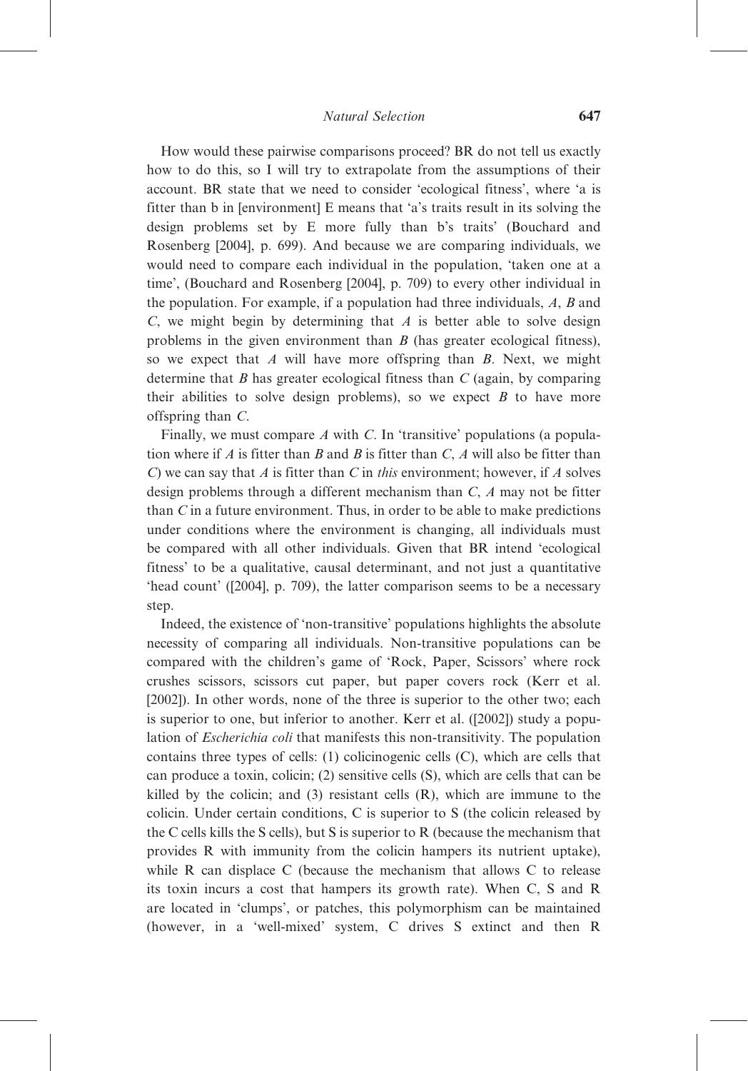How would these pairwise comparisons proceed? BR do not tell us exactly how to do this, so I will try to extrapolate from the assumptions of their account. BR state that we need to consider 'ecological fitness', where 'a is fitter than b in [environment] E means that 'a's traits result in its solving the design problems set by E more fully than b's traits' (Bouchard and Rosenberg [2004], p. 699). And because we are comparing individuals, we would need to compare each individual in the population, 'taken one at a time', (Bouchard and Rosenberg [2004], p. 709) to every other individual in the population. For example, if a population had three individuals, *A*, *B* and *C*, we might begin by determining that *A* is better able to solve design problems in the given environment than *B* (has greater ecological fitness), so we expect that *A* will have more offspring than *B*. Next, we might determine that *B* has greater ecological fitness than *C* (again, by comparing their abilities to solve design problems), so we expect *B* to have more offspring than *C*.

Finally, we must compare *A* with *C*. In 'transitive' populations (a population where if *A* is fitter than *B* and *B* is fitter than *C*, *A* will also be fitter than *C*) we can say that *A* is fitter than *C* in *this* environment; however, if *A* solves design problems through a different mechanism than *C*, *A* may not be fitter than *C* in a future environment. Thus, in order to be able to make predictions under conditions where the environment is changing, all individuals must be compared with all other individuals. Given that BR intend 'ecological fitness' to be a qualitative, causal determinant, and not just a quantitative 'head count' ([2004], p. 709), the latter comparison seems to be a necessary step.

Indeed, the existence of 'non-transitive' populations highlights the absolute necessity of comparing all individuals. Non-transitive populations can be compared with the children's game of 'Rock, Paper, Scissors' where rock crushes scissors, scissors cut paper, but paper covers rock (Kerr et al. [2002]). In other words, none of the three is superior to the other two; each is superior to one, but inferior to another. Kerr et al. ([2002]) study a population of *Escherichia coli* that manifests this non-transitivity. The population contains three types of cells: (1) colicinogenic cells (C), which are cells that can produce a toxin, colicin; (2) sensitive cells (S), which are cells that can be killed by the colicin; and (3) resistant cells (R), which are immune to the colicin. Under certain conditions, C is superior to S (the colicin released by the C cells kills the S cells), but S is superior to R (because the mechanism that provides R with immunity from the colicin hampers its nutrient uptake), while R can displace C (because the mechanism that allows C to release its toxin incurs a cost that hampers its growth rate). When C, S and R are located in 'clumps', or patches, this polymorphism can be maintained (however, in a 'well-mixed' system, C drives S extinct and then R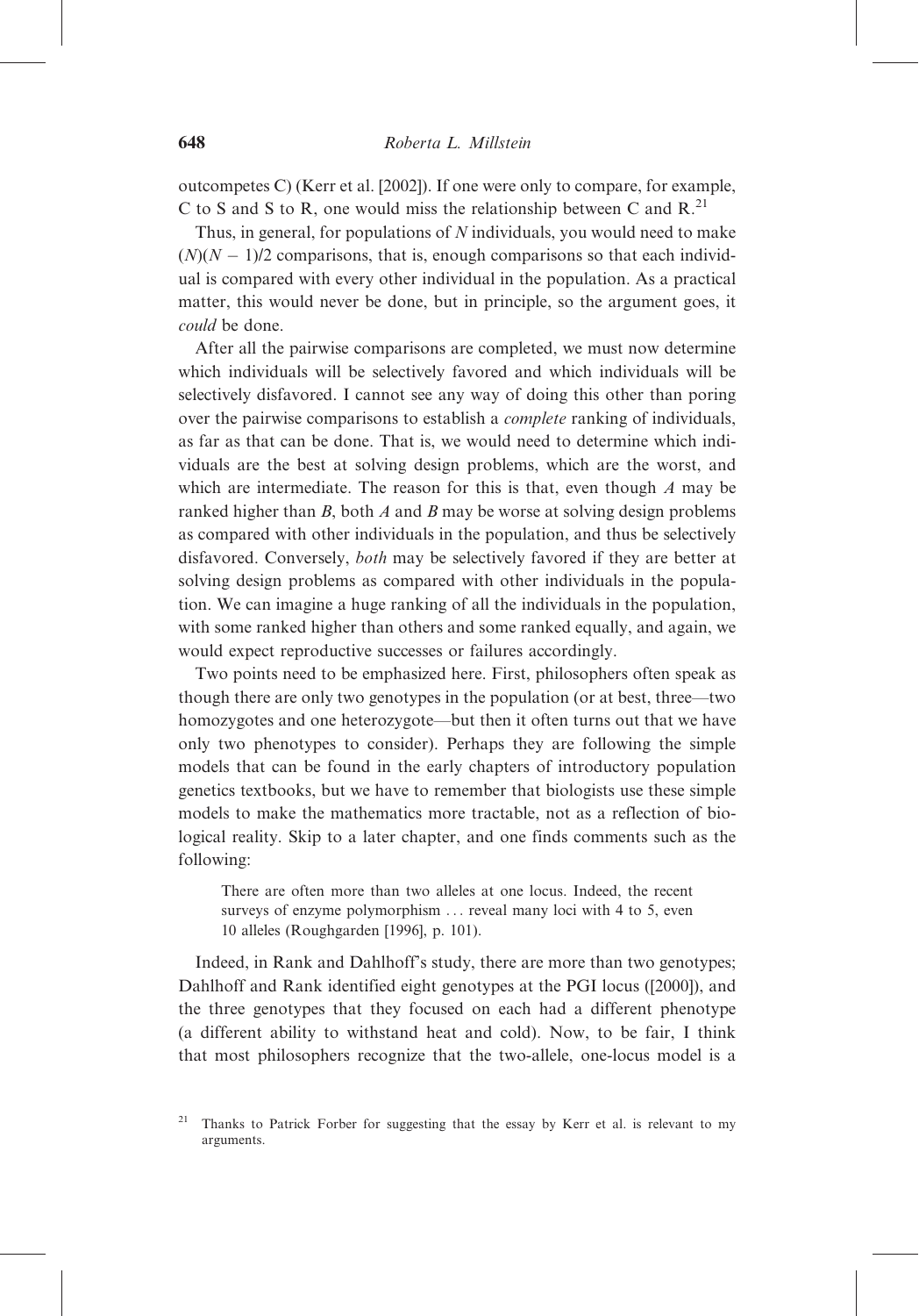outcompetes C) (Kerr et al. [2002]). If one were only to compare, for example, C to S and S to R, one would miss the relationship between C and R.[21]

Thus, in general, for populations of $N$ individuals, you would need to make $(N)(N - 1)/2$ comparisons, that is, enough comparisons so that each individual is compared with every other individual in the population. As a practical matter, this would never be done, but in principle, so the argument goes, it *could* be done.

After all the pairwise comparisons are completed, we must now determine which individuals will be selectively favored and which individuals will be selectively disfavored. I cannot see any way of doing this other than poring over the pairwise comparisons to establish a *complete* ranking of individuals, as far as that can be done. That is, we would need to determine which individuals are the best at solving design problems, which are the worst, and which are intermediate. The reason for this is that, even though *A* may be ranked higher than *B*, both *A* and *B* may be worse at solving design problems as compared with other individuals in the population, and thus be selectively disfavored. Conversely, *both* may be selectively favored if they are better at solving design problems as compared with other individuals in the population. We can imagine a huge ranking of all the individuals in the population, with some ranked higher than others and some ranked equally, and again, we would expect reproductive successes or failures accordingly.

Two points need to be emphasized here. First, philosophers often speak as though there are only two genotypes in the population (or at best, three—two homozygotes and one heterozygote—but then it often turns out that we have only two phenotypes to consider). Perhaps they are following the simple models that can be found in the early chapters of introductory population genetics textbooks, but we have to remember that biologists use these simple models to make the mathematics more tractable, not as a reflection of biological reality. Skip to a later chapter, and one finds comments such as the following:

> There are often more than two alleles at one locus. Indeed, the recent surveys of enzyme polymorphism ... reveal many loci with 4 to 5, even 10 alleles (Roughgarden [1996], p. 101).

Indeed, in Rank and Dahlhoff's study, there are more than two genotypes; Dahlhoff and Rank identified eight genotypes at the PGI locus ([2000]), and the three genotypes that they focused on each had a different phenotype (a different ability to withstand heat and cold). Now, to be fair, I think that most philosophers recognize that the two-allele, one-locus model is a

[21] Thanks to Patrick Forber for suggesting that the essay by Kerr et al. is relevant to my arguments.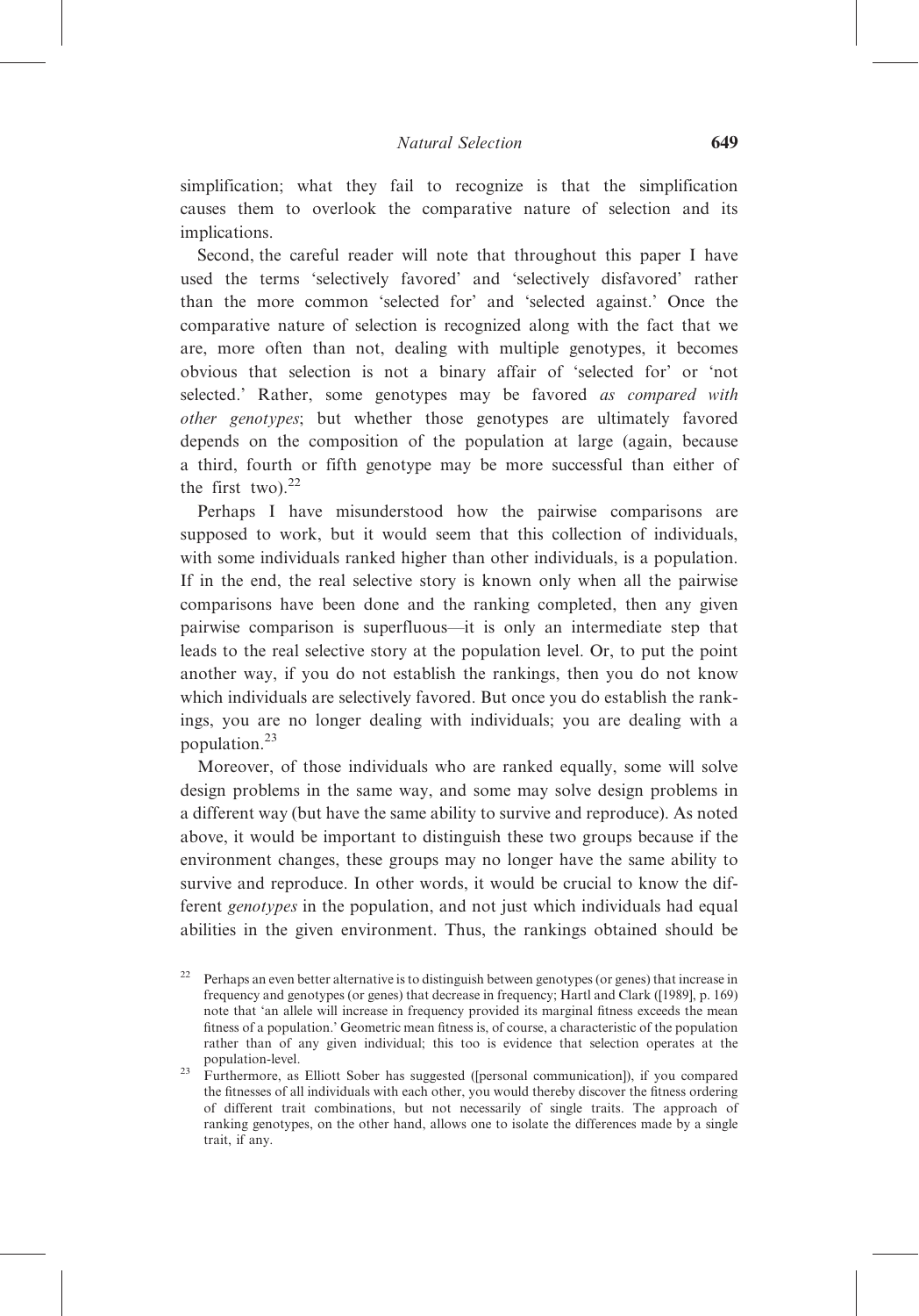simplification; what they fail to recognize is that the simplification causes them to overlook the comparative nature of selection and its implications.

Second, the careful reader will note that throughout this paper I have used the terms 'selectively favored' and 'selectively disfavored' rather than the more common 'selected for' and 'selected against.' Once the comparative nature of selection is recognized along with the fact that we are, more often than not, dealing with multiple genotypes, it becomes obvious that selection is not a binary affair of 'selected for' or 'not selected.' Rather, some genotypes may be favored *as compared with other genotypes*; but whether those genotypes are ultimately favored depends on the composition of the population at large (again, because a third, fourth or fifth genotype may be more successful than either of the first two).[22]

Perhaps I have misunderstood how the pairwise comparisons are supposed to work, but it would seem that this collection of individuals, with some individuals ranked higher than other individuals, is a population. If in the end, the real selective story is known only when all the pairwise comparisons have been done and the ranking completed, then any given pairwise comparison is superfluous—it is only an intermediate step that leads to the real selective story at the population level. Or, to put the point another way, if you do not establish the rankings, then you do not know which individuals are selectively favored. But once you do establish the rankings, you are no longer dealing with individuals; you are dealing with a population.[23]

Moreover, of those individuals who are ranked equally, some will solve design problems in the same way, and some may solve design problems in a different way (but have the same ability to survive and reproduce). As noted above, it would be important to distinguish these two groups because if the environment changes, these groups may no longer have the same ability to survive and reproduce. In other words, it would be crucial to know the different *genotypes* in the population, and not just which individuals had equal abilities in the given environment. Thus, the rankings obtained should be

[22] Perhaps an even better alternative is to distinguish between genotypes (or genes) that increase in frequency and genotypes (or genes) that decrease in frequency; Hartl and Clark ([1989], p. 169) note that 'an allele will increase in frequency provided its marginal fitness exceeds the mean fitness of a population.' Geometric mean fitness is, of course, a characteristic of the population rather than of any given individual; this too is evidence that selection operates at the population-level.

[23] Furthermore, as Elliott Sober has suggested ([personal communication]), if you compared the fitnesses of all individuals with each other, you would thereby discover the fitness ordering of different trait combinations, but not necessarily of single traits. The approach of ranking genotypes, on the other hand, allows one to isolate the differences made by a single trait, if any.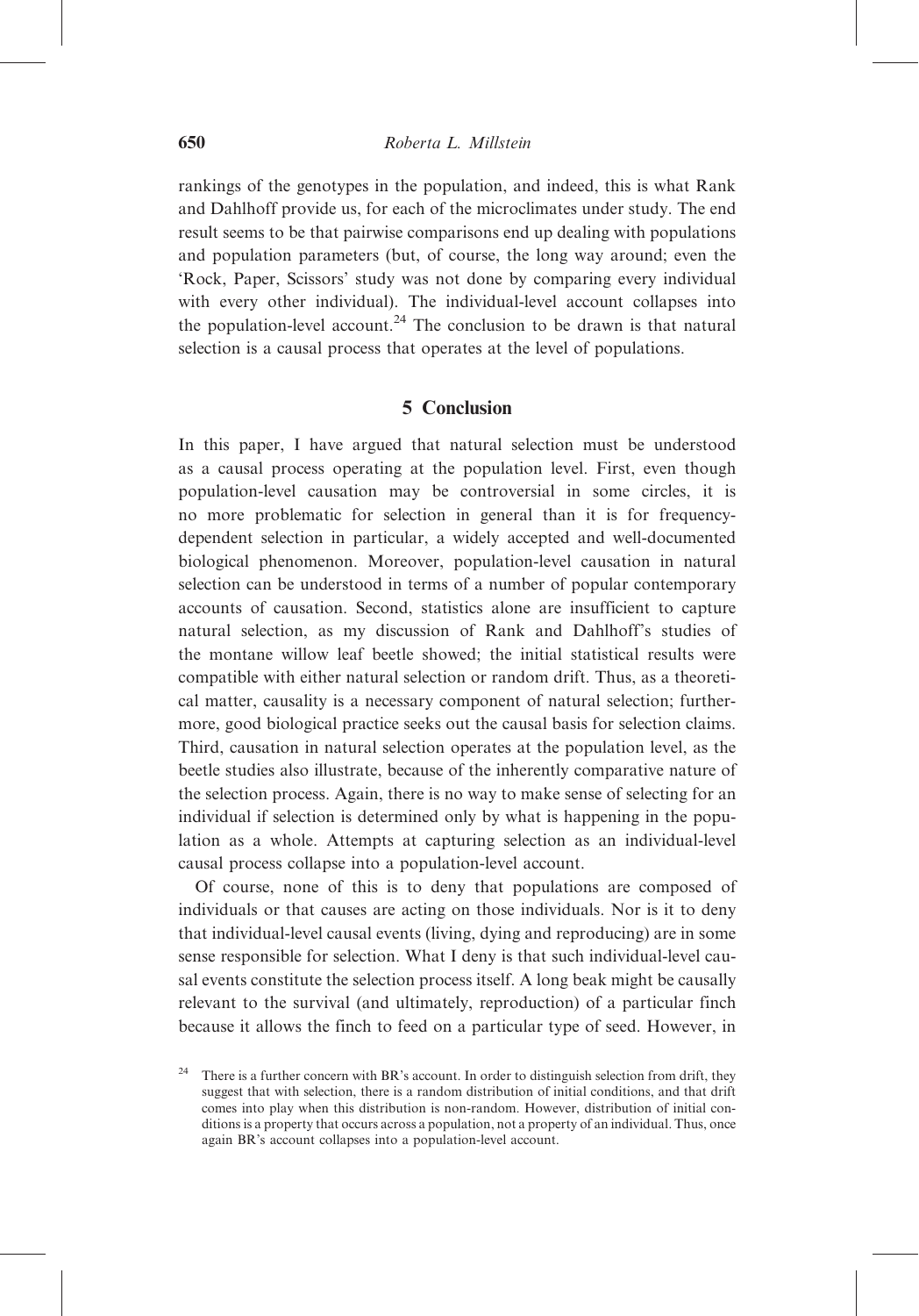rankings of the genotypes in the population, and indeed, this is what Rank and Dahlhoff provide us, for each of the microclimates under study. The end result seems to be that pairwise comparisons end up dealing with populations and population parameters (but, of course, the long way around; even the 'Rock, Paper, Scissors' study was not done by comparing every individual with every other individual). The individual-level account collapses into the population-level account.[24] The conclusion to be drawn is that natural selection is a causal process that operates at the level of populations.

## 5 Conclusion

In this paper, I have argued that natural selection must be understood as a causal process operating at the population level. First, even though population-level causation may be controversial in some circles, it is no more problematic for selection in general than it is for frequency-dependent selection in particular, a widely accepted and well-documented biological phenomenon. Moreover, population-level causation in natural selection can be understood in terms of a number of popular contemporary accounts of causation. Second, statistics alone are insufficient to capture natural selection, as my discussion of Rank and Dahlhoff's studies of the montane willow leaf beetle showed; the initial statistical results were compatible with either natural selection or random drift. Thus, as a theoretical matter, causality is a necessary component of natural selection; furthermore, good biological practice seeks out the causal basis for selection claims. Third, causation in natural selection operates at the population level, as the beetle studies also illustrate, because of the inherently comparative nature of the selection process. Again, there is no way to make sense of selecting for an individual if selection is determined only by what is happening in the population as a whole. Attempts at capturing selection as an individual-level causal process collapse into a population-level account.

Of course, none of this is to deny that populations are composed of individuals or that causes are acting on those individuals. Nor is it to deny that individual-level causal events (living, dying and reproducing) are in some sense responsible for selection. What I deny is that such individual-level causal events constitute the selection process itself. A long beak might be causally relevant to the survival (and ultimately, reproduction) of a particular finch because it allows the finch to feed on a particular type of seed. However, in

[24] There is a further concern with BR's account. In order to distinguish selection from drift, they suggest that with selection, there is a random distribution of initial conditions, and that drift comes into play when this distribution is non-random. However, distribution of initial conditions is a property that occurs across a population, not a property of an individual. Thus, once again BR's account collapses into a population-level account.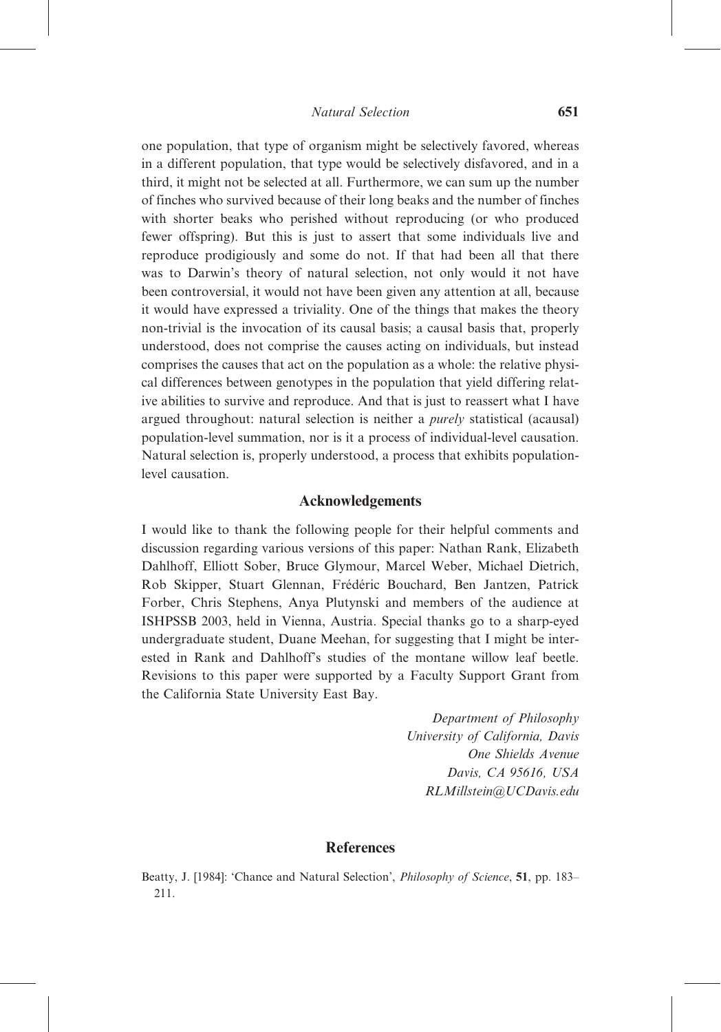one population, that type of organism might be selectively favored, whereas in a different population, that type would be selectively disfavored, and in a third, it might not be selected at all. Furthermore, we can sum up the number of finches who survived because of their long beaks and the number of finches with shorter beaks who perished without reproducing (or who produced fewer offspring). But this is just to assert that some individuals live and reproduce prodigiously and some do not. If that had been all that there was to Darwin's theory of natural selection, not only would it not have been controversial, it would not have been given any attention at all, because it would have expressed a triviality. One of the things that makes the theory non-trivial is the invocation of its causal basis; a causal basis that, properly understood, does not comprise the causes acting on individuals, but instead comprises the causes that act on the population as a whole: the relative physical differences between genotypes in the population that yield differing relative abilities to survive and reproduce. And that is just to reassert what I have argued throughout: natural selection is neither a *purely* statistical (acausal) population-level summation, nor is it a process of individual-level causation. Natural selection is, properly understood, a process that exhibits population-level causation.

## Acknowledgements

I would like to thank the following people for their helpful comments and discussion regarding various versions of this paper: Nathan Rank, Elizabeth Dahlhoff, Elliott Sober, Bruce Glymour, Marcel Weber, Michael Dietrich, Rob Skipper, Stuart Glennan, Frédéric Bouchard, Ben Jantzen, Patrick Forber, Chris Stephens, Anya Plutynski and members of the audience at ISHPSSB 2003, held in Vienna, Austria. Special thanks go to a sharp-eyed undergraduate student, Duane Meehan, for suggesting that I might be interested in Rank and Dahlhoff's studies of the montane willow leaf beetle. Revisions to this paper were supported by a Faculty Support Grant from the California State University East Bay.

*Department of Philosophy*
*University of California, Davis*
*One Shields Avenue*
*Davis, CA 95616, USA*
*RLMillstein@UCDavis.edu*

## References

Beatty, J. [1984]: 'Chance and Natural Selection', *Philosophy of Science*, **51**, pp. 183–211.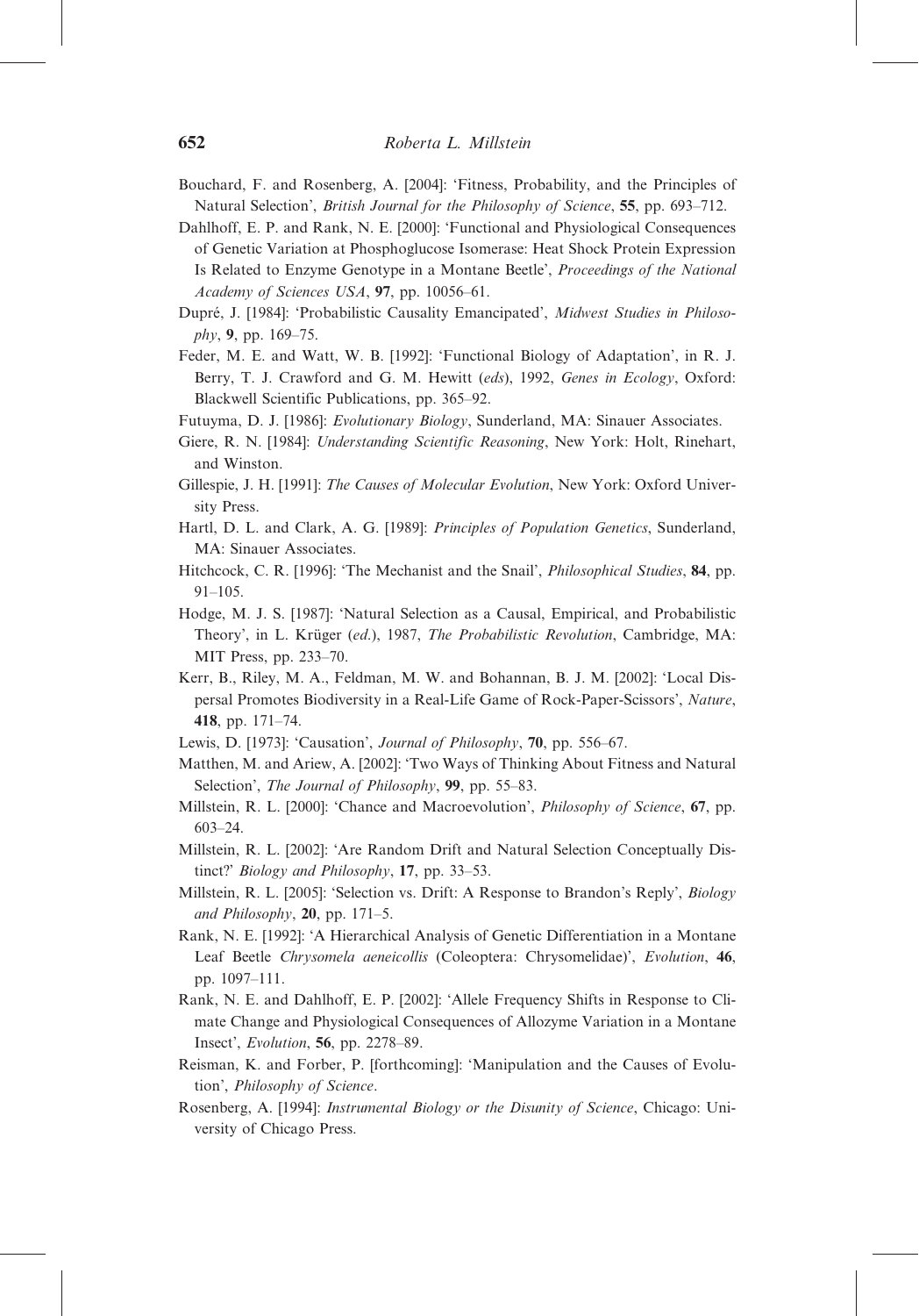Bouchard, F. and Rosenberg, A. [2004]: 'Fitness, Probability, and the Principles of Natural Selection', *British Journal for the Philosophy of Science*, **55**, pp. 693–712.

Dahlhoff, E. P. and Rank, N. E. [2000]: 'Functional and Physiological Consequences of Genetic Variation at Phosphoglucose Isomerase: Heat Shock Protein Expression Is Related to Enzyme Genotype in a Montane Beetle', *Proceedings of the National Academy of Sciences USA*, **97**, pp. 10056–61.

Dupré, J. [1984]: 'Probabilistic Causality Emancipated', *Midwest Studies in Philosophy*, **9**, pp. 169–75.

Feder, M. E. and Watt, W. B. [1992]: 'Functional Biology of Adaptation', in R. J. Berry, T. J. Crawford and G. M. Hewitt (*eds*), 1992, *Genes in Ecology*, Oxford: Blackwell Scientific Publications, pp. 365–92.

Futuyma, D. J. [1986]: *Evolutionary Biology*, Sunderland, MA: Sinauer Associates.

Giere, R. N. [1984]: *Understanding Scientific Reasoning*, New York: Holt, Rinehart, and Winston.

Gillespie, J. H. [1991]: *The Causes of Molecular Evolution*, New York: Oxford University Press.

Hartl, D. L. and Clark, A. G. [1989]: *Principles of Population Genetics*, Sunderland, MA: Sinauer Associates.

Hitchcock, C. R. [1996]: 'The Mechanist and the Snail', *Philosophical Studies*, **84**, pp. 91–105.

Hodge, M. J. S. [1987]: 'Natural Selection as a Causal, Empirical, and Probabilistic Theory', in L. Krüger (*ed*.), 1987, *The Probabilistic Revolution*, Cambridge, MA: MIT Press, pp. 233–70.

Kerr, B., Riley, M. A., Feldman, M. W. and Bohannan, B. J. M. [2002]: 'Local Dispersal Promotes Biodiversity in a Real-Life Game of Rock-Paper-Scissors', *Nature*, **418**, pp. 171–74.

Lewis, D. [1973]: 'Causation', *Journal of Philosophy*, **70**, pp. 556–67.

Matthen, M. and Ariew, A. [2002]: 'Two Ways of Thinking About Fitness and Natural Selection', *The Journal of Philosophy*, **99**, pp. 55–83.

Millstein, R. L. [2000]: 'Chance and Macroevolution', *Philosophy of Science*, **67**, pp. 603–24.

Millstein, R. L. [2002]: 'Are Random Drift and Natural Selection Conceptually Distinct?' *Biology and Philosophy*, **17**, pp. 33–53.

Millstein, R. L. [2005]: 'Selection vs. Drift: A Response to Brandon's Reply', *Biology and Philosophy*, **20**, pp. 171–5.

Rank, N. E. [1992]: 'A Hierarchical Analysis of Genetic Differentiation in a Montane Leaf Beetle *Chrysomela aeneicollis* (Coleoptera: Chrysomelidae)', *Evolution*, **46**, pp. 1097–111.

Rank, N. E. and Dahlhoff, E. P. [2002]: 'Allele Frequency Shifts in Response to Climate Change and Physiological Consequences of Allozyme Variation in a Montane Insect', *Evolution*, **56**, pp. 2278–89.

Reisman, K. and Forber, P. [forthcoming]: 'Manipulation and the Causes of Evolution', *Philosophy of Science*.

Rosenberg, A. [1994]: *Instrumental Biology or the Disunity of Science*, Chicago: University of Chicago Press.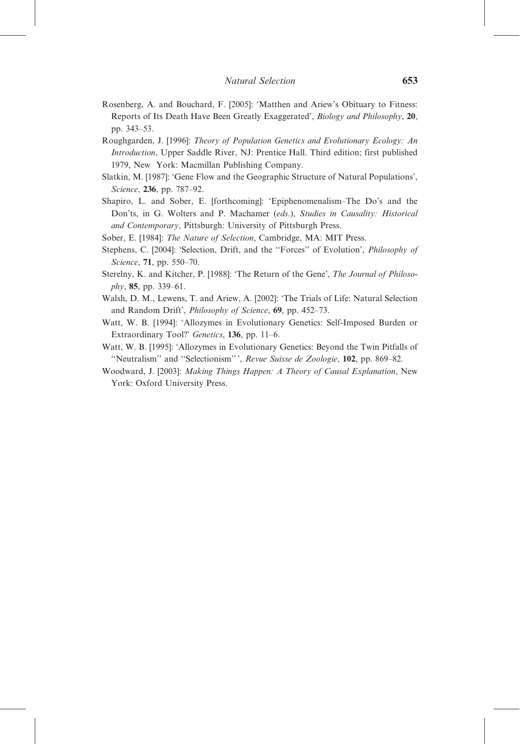Rosenberg, A. and Bouchard, F. [2005]: 'Matthen and Ariew's Obituary to Fitness: Reports of Its Death Have Been Greatly Exaggerated', *Biology and Philosophy*, **20**, pp. 343–53.

Roughgarden, J. [1996]: *Theory of Population Genetics and Evolutionary Ecology: An Introduction*, Upper Saddle River, NJ: Prentice Hall. Third edition; first published 1979, New York: Macmillan Publishing Company.

Slatkin, M. [1987]: 'Gene Flow and the Geographic Structure of Natural Populations', *Science*, **236**, pp. 787–92.

Shapiro, L. and Sober, E. [forthcoming]: 'Epiphenomenalism–The Do's and the Don'ts, in G. Wolters and P. Machamer (*eds*.), *Studies in Causality: Historical and Contemporary*, Pittsburgh: University of Pittsburgh Press.

Sober, E. [1984]: *The Nature of Selection*, Cambridge, MA: MIT Press.

Stephens, C. [2004]: 'Selection, Drift, and the "Forces" of Evolution', *Philosophy of Science*, **71**, pp. 550–70.

Sterelny, K. and Kitcher, P. [1988]: 'The Return of the Gene', *The Journal of Philosophy*, **85**, pp. 339–61.

Walsh, D. M., Lewens, T. and Ariew, A. [2002]: 'The Trials of Life: Natural Selection and Random Drift', *Philosophy of Science*, **69**, pp. 452–73.

Watt, W. B. [1994]: 'Allozymes in Evolutionary Genetics: Self-Imposed Burden or Extraordinary Tool?' *Genetics*, **136**, pp. 11–6.

Watt, W. B. [1995]: 'Allozymes in Evolutionary Genetics: Beyond the Twin Pitfalls of "Neutralism" and "Selectionism"', *Revue Suisse de Zoologie*, **102**, pp. 869–82.

Woodward, J. [2003]: *Making Things Happen: A Theory of Causal Explanation*, New York: Oxford University Press.